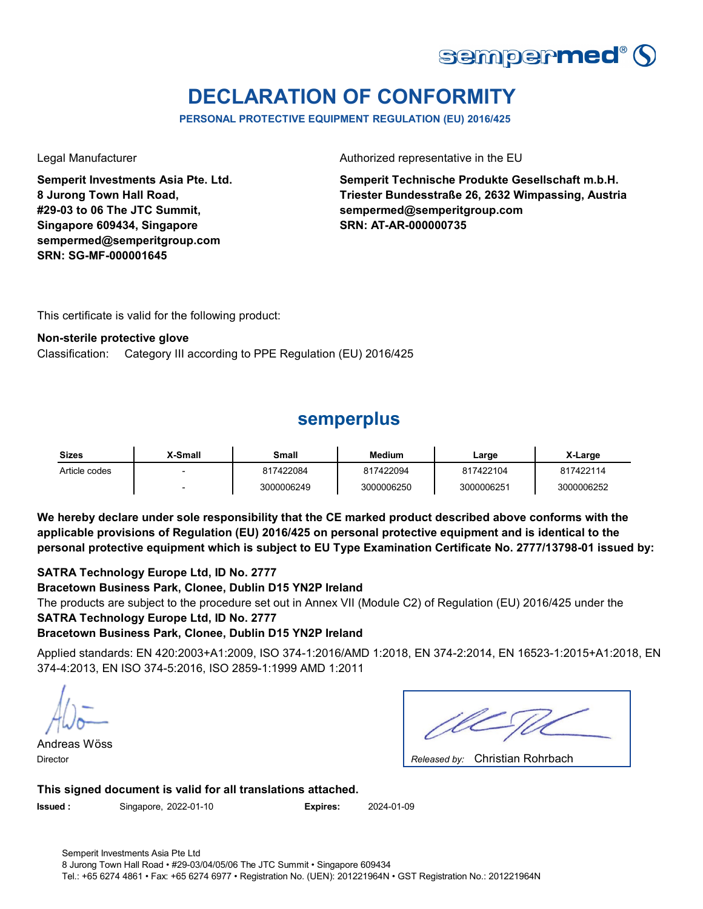sempermed®

# DECLARATION OF CONFORMITY

**PERSONAL PROTECTIVE EQUIPMENT REGULATION (EU) 2016/425**

Legal Manufacturer

**Semperit Investments Asia Pte. Ltd.**
**8 Jurong Town Hall Road,**
**#29-03 to 06 The JTC Summit,**
**Singapore 609434, Singapore**
**sempermed@semperitgroup.com**
**SRN: SG-MF-000001645**

Authorized representative in the EU

**Semperit Technische Produkte Gesellschaft m.b.H.**
**Triester Bundesstraße 26, 2632 Wimpassing, Austria**
**sempermed@semperitgroup.com**
**SRN: AT-AR-000000735**

This certificate is valid for the following product:

**Non-sterile protective glove**
Classification: Category III according to PPE Regulation (EU) 2016/425

## semperplus

| Sizes | X-Small | Small | Medium | Large | X-Large |
|---|---|---|---|---|---|
| Article codes | - | 817422084 | 817422094 | 817422104 | 817422114 |
| | - | 3000006249 | 3000006250 | 3000006251 | 3000006252 |

**We hereby declare under sole responsibility that the CE marked product described above conforms with the applicable provisions of Regulation (EU) 2016/425 on personal protective equipment and is identical to the personal protective equipment which is subject to EU Type Examination Certificate No. 2777/13798-01 issued by:**

**SATRA Technology Europe Ltd, ID No. 2777**
**Bracetown Business Park, Clonee, Dublin D15 YN2P Ireland**
The products are subject to the procedure set out in Annex VII (Module C2) of Regulation (EU) 2016/425 under the
**SATRA Technology Europe Ltd, ID No. 2777**
**Bracetown Business Park, Clonee, Dublin D15 YN2P Ireland**

Applied standards: EN 420:2003+A1:2009, ISO 374-1:2016/AMD 1:2018, EN 374-2:2014, EN 16523-1:2015+A1:2018, EN 374-4:2013, EN ISO 374-5:2016, ISO 2859-1:1999 AMD 1:2011

Andreas Wöss
Director

*Released by:* Christian Rohrbach

**This signed document is valid for all translations attached.**

**Issued :** Singapore, 2022-01-10 **Expires:** 2024-01-09

Semperit Investments Asia Pte Ltd
8 Jurong Town Hall Road • #29-03/04/05/06 The JTC Summit • Singapore 609434
Tel.: +65 6274 4861 • Fax: +65 6274 6977 • Registration No. (UEN): 201221964N • GST Registration No.: 201221964N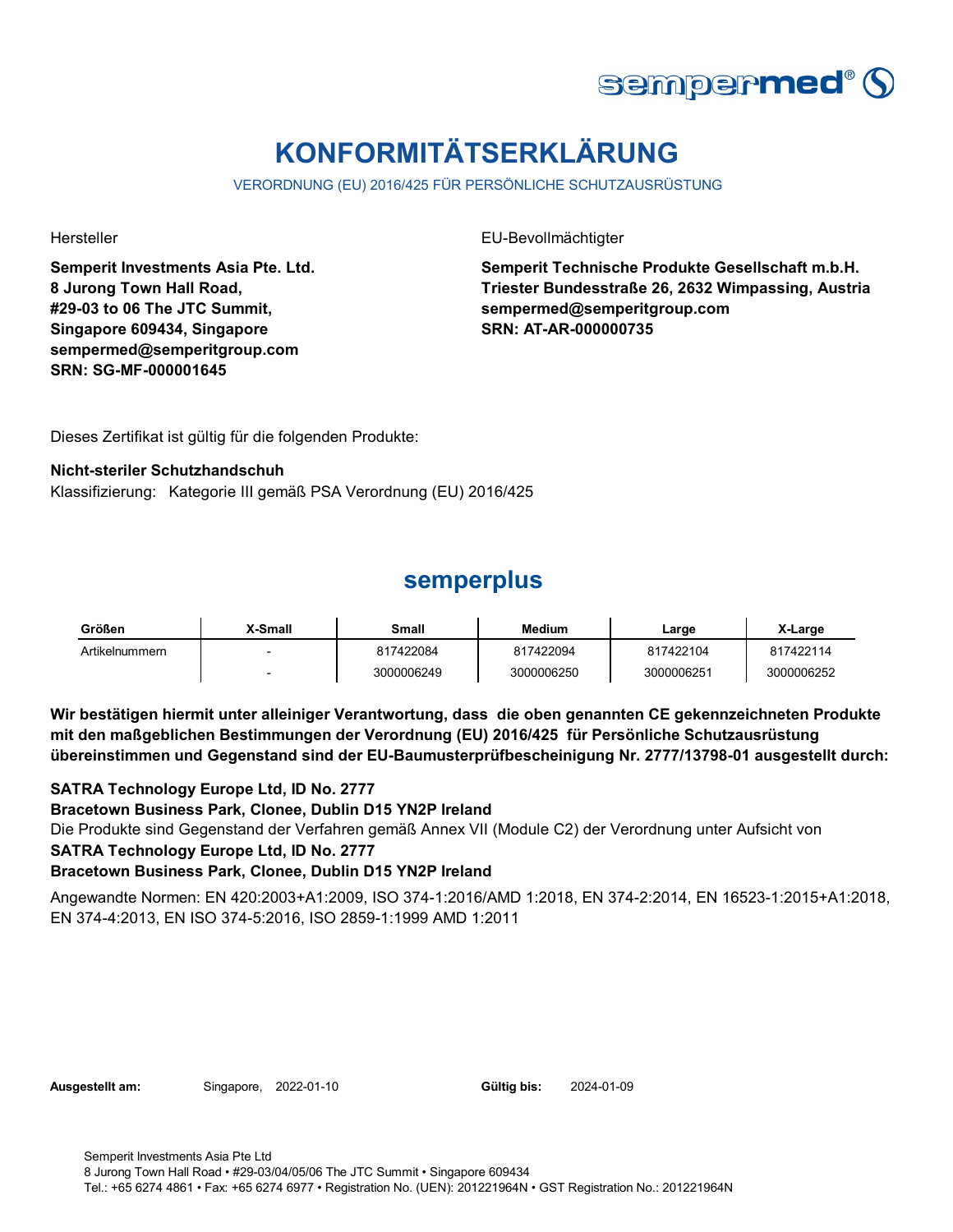# KONFORMITÄTSERKLÄRUNG

VERORDNUNG (EU) 2016/425 FÜR PERSÖNLICHE SCHUTZAUSRÜSTUNG

Hersteller

**Semperit Investments Asia Pte. Ltd.**
**8 Jurong Town Hall Road,**
**#29-03 to 06 The JTC Summit,**
**Singapore 609434, Singapore**
**sempermed@semperitgroup.com**
**SRN: SG-MF-000001645**

EU-Bevollmächtigter

**Semperit Technische Produkte Gesellschaft m.b.H.**
**Triester Bundesstraße 26, 2632 Wimpassing, Austria**
**sempermed@semperitgroup.com**
**SRN: AT-AR-000000735**

Dieses Zertifikat ist gültig für die folgenden Produkte:

**Nicht-steriler Schutzhandschuh**
Klassifizierung: Kategorie III gemäß PSA Verordnung (EU) 2016/425

## semperplus

| Größen | X-Small | Small | Medium | Large | X-Large |
|---|---|---|---|---|---|
| Artikelnummern | - | 817422084 | 817422094 | 817422104 | 817422114 |
| | - | 3000006249 | 3000006250 | 3000006251 | 3000006252 |

**Wir bestätigen hiermit unter alleiniger Verantwortung, dass die oben genannten CE gekennzeichneten Produkte mit den maßgeblichen Bestimmungen der Verordnung (EU) 2016/425 für Persönliche Schutzausrüstung übereinstimmen und Gegenstand sind der EU-Baumusterprüfbescheinigung Nr. 2777/13798-01 ausgestellt durch:**

**SATRA Technology Europe Ltd, ID No. 2777**
**Bracetown Business Park, Clonee, Dublin D15 YN2P Ireland**
Die Produkte sind Gegenstand der Verfahren gemäß Annex VII (Module C2) der Verordnung unter Aufsicht von
**SATRA Technology Europe Ltd, ID No. 2777**
**Bracetown Business Park, Clonee, Dublin D15 YN2P Ireland**

Angewandte Normen: EN 420:2003+A1:2009, ISO 374-1:2016/AMD 1:2018, EN 374-2:2014, EN 16523-1:2015+A1:2018, EN 374-4:2013, EN ISO 374-5:2016, ISO 2859-1:1999 AMD 1:2011

**Ausgestellt am:** Singapore, 2022-01-10 **Gültig bis:** 2024-01-09

Semperit Investments Asia Pte Ltd
8 Jurong Town Hall Road • #29-03/04/05/06 The JTC Summit • Singapore 609434
Tel.: +65 6274 4861 • Fax: +65 6274 6977 • Registration No. (UEN): 201221964N • GST Registration No.: 201221964N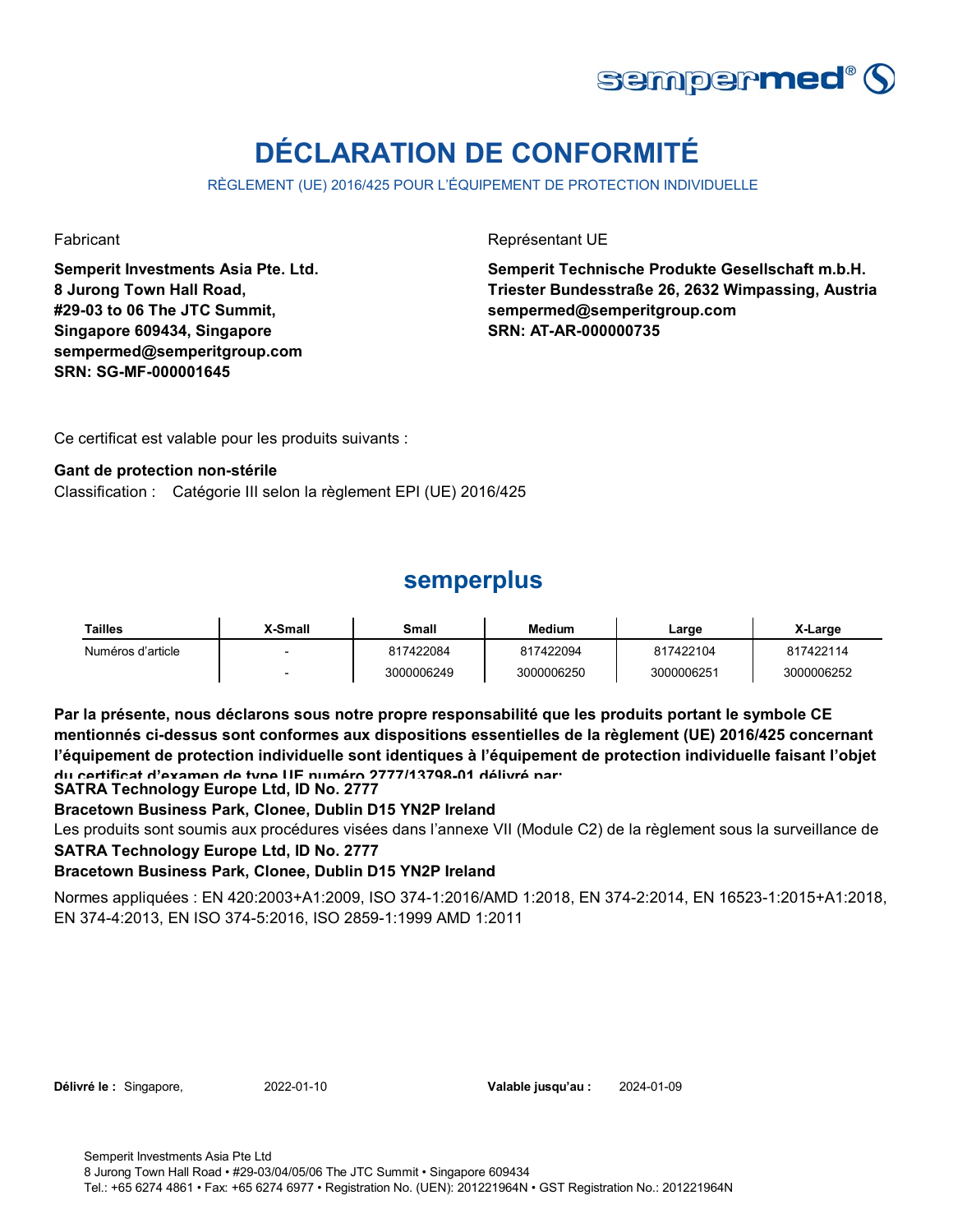# DÉCLARATION DE CONFORMITÉ

RÈGLEMENT (UE) 2016/425 POUR L'ÉQUIPEMENT DE PROTECTION INDIVIDUELLE

Fabricant

**Semperit Investments Asia Pte. Ltd.**
**8 Jurong Town Hall Road,**
**#29-03 to 06 The JTC Summit,**
**Singapore 609434, Singapore**
**sempermed@semperitgroup.com**
**SRN: SG-MF-000001645**

Représentant UE

**Semperit Technische Produkte Gesellschaft m.b.H.**
**Triester Bundesstraße 26, 2632 Wimpassing, Austria**
**sempermed@semperitgroup.com**
**SRN: AT-AR-000000735**

Ce certificat est valable pour les produits suivants :

**Gant de protection non-stérile**
Classification : Catégorie III selon la règlement EPI (UE) 2016/425

## semperplus

| Tailles | X-Small | Small | Medium | Large | X-Large |
|---|---|---|---|---|---|
| Numéros d'article | - | 817422084 | 817422094 | 817422104 | 817422114 |
| | - | 3000006249 | 3000006250 | 3000006251 | 3000006252 |

**Par la présente, nous déclarons sous notre propre responsabilité que les produits portant le symbole CE mentionnés ci-dessus sont conformes aux dispositions essentielles de la règlement (UE) 2016/425 concernant l'équipement de protection individuelle sont identiques à l'équipement de protection individuelle faisant l'objet du certificat d'examen de type UE numéro 2777/13798-01 délivré par:**
**SATRA Technology Europe Ltd, ID No. 2777**
**Bracetown Business Park, Clonee, Dublin D15 YN2P Ireland**
Les produits sont soumis aux procédures visées dans l'annexe VII (Module C2) de la règlement sous la surveillance de
**SATRA Technology Europe Ltd, ID No. 2777**
**Bracetown Business Park, Clonee, Dublin D15 YN2P Ireland**

Normes appliquées : EN 420:2003+A1:2009, ISO 374-1:2016/AMD 1:2018, EN 374-2:2014, EN 16523-1:2015+A1:2018, EN 374-4:2013, EN ISO 374-5:2016, ISO 2859-1:1999 AMD 1:2011

**Délivré le :** Singapore, 2022-01-10 **Valable jusqu'au :** 2024-01-09

Semperit Investments Asia Pte Ltd
8 Jurong Town Hall Road • #29-03/04/05/06 The JTC Summit • Singapore 609434
Tel.: +65 6274 4861 • Fax: +65 6274 6977 • Registration No. (UEN): 201221964N • GST Registration No.: 201221964N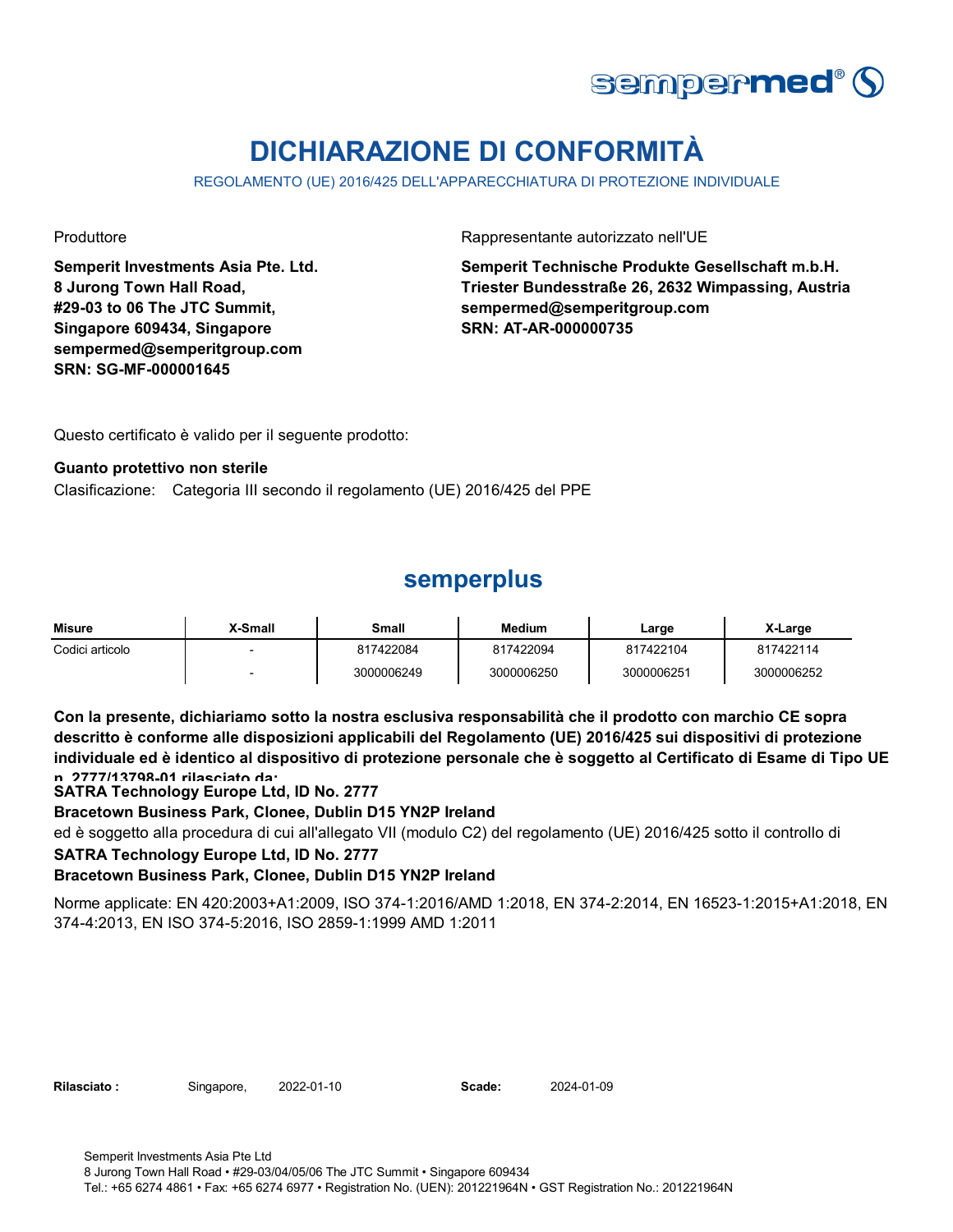# DICHIARAZIONE DI CONFORMITÀ

REGOLAMENTO (UE) 2016/425 DELL'APPARECCHIATURA DI PROTEZIONE INDIVIDUALE

Produttore

**Semperit Investments Asia Pte. Ltd.**
**8 Jurong Town Hall Road,**
**#29-03 to 06 The JTC Summit,**
**Singapore 609434, Singapore**
**sempermed@semperitgroup.com**
**SRN: SG-MF-000001645**

Rappresentante autorizzato nell'UE

**Semperit Technische Produkte Gesellschaft m.b.H.**
**Triester Bundesstraße 26, 2632 Wimpassing, Austria**
**sempermed@semperitgroup.com**
**SRN: AT-AR-000000735**

Questo certificato è valido per il seguente prodotto:

**Guanto protettivo non sterile**

Clasificazione: Categoria III secondo il regolamento (UE) 2016/425 del PPE

## semperplus

| Misure | X-Small | Small | Medium | Large | X-Large |
|---|---|---|---|---|---|
| Codici articolo | - | 817422084 | 817422094 | 817422104 | 817422114 |
| | - | 3000006249 | 3000006250 | 3000006251 | 3000006252 |

**Con la presente, dichiariamo sotto la nostra esclusiva responsabilità che il prodotto con marchio CE sopra descritto è conforme alle disposizioni applicabili del Regolamento (UE) 2016/425 sui dispositivi di protezione individuale ed è identico al dispositivo di protezione personale che è soggetto al Certificato di Esame di Tipo UE n. 2777/13798-01 rilasciato da:**

**SATRA Technology Europe Ltd, ID No. 2777**
**Bracetown Business Park, Clonee, Dublin D15 YN2P Ireland**

ed è soggetto alla procedura di cui all'allegato VII (modulo C2) del regolamento (UE) 2016/425 sotto il controllo di

**SATRA Technology Europe Ltd, ID No. 2777**
**Bracetown Business Park, Clonee, Dublin D15 YN2P Ireland**

Norme applicate: EN 420:2003+A1:2009, ISO 374-1:2016/AMD 1:2018, EN 374-2:2014, EN 16523-1:2015+A1:2018, EN 374-4:2013, EN ISO 374-5:2016, ISO 2859-1:1999 AMD 1:2011

**Rilasciato :** Singapore, 2022-01-10 **Scade:** 2024-01-09

Semperit Investments Asia Pte Ltd
8 Jurong Town Hall Road • #29-03/04/05/06 The JTC Summit • Singapore 609434
Tel.: +65 6274 4861 • Fax: +65 6274 6977 • Registration No. (UEN): 201221964N • GST Registration No.: 201221964N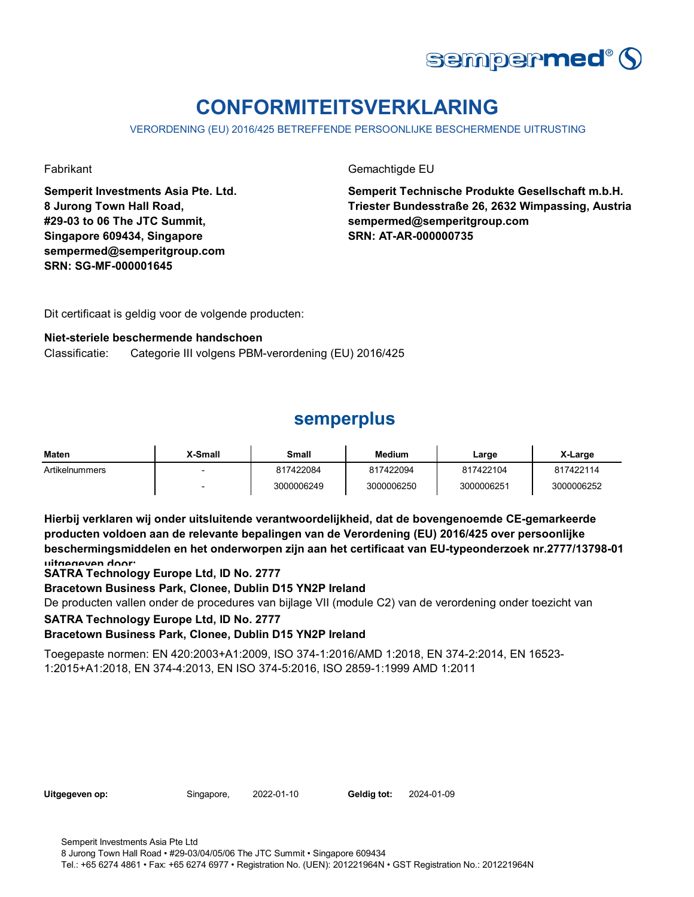# CONFORMITEITSVERKLARING

VERORDENING (EU) 2016/425 BETREFFENDE PERSOONLIJKE BESCHERMENDE UITRUSTING

Fabrikant

**Semperit Investments Asia Pte. Ltd.**
**8 Jurong Town Hall Road,**
**#29-03 to 06 The JTC Summit,**
**Singapore 609434, Singapore**
**sempermed@semperitgroup.com**
**SRN: SG-MF-000001645**

Gemachtigde EU

**Semperit Technische Produkte Gesellschaft m.b.H.**
**Triester Bundesstraße 26, 2632 Wimpassing, Austria**
**sempermed@semperitgroup.com**
**SRN: AT-AR-000000735**

Dit certificaat is geldig voor de volgende producten:

**Niet-steriele beschermende handschoen**

Classificatie: Categorie III volgens PBM-verordening (EU) 2016/425

## semperplus

| Maten | X-Small | Small | Medium | Large | X-Large |
|---|---|---|---|---|---|
| Artikelnummers | - | 817422084 | 817422094 | 817422104 | 817422114 |
| | - | 3000006249 | 3000006250 | 3000006251 | 3000006252 |

**Hierbij verklaren wij onder uitsluitende verantwoordelijkheid, dat de bovengenoemde CE-gemarkeerde producten voldoen aan de relevante bepalingen van de Verordening (EU) 2016/425 over persoonlijke beschermingsmiddelen en het onderworpen zijn aan het certificaat van EU-typeonderzoek nr.2777/13798-01 uitgegeven door:**

**SATRA Technology Europe Ltd, ID No. 2777**

**Bracetown Business Park, Clonee, Dublin D15 YN2P Ireland**

De producten vallen onder de procedures van bijlage VII (module C2) van de verordening onder toezicht van

**SATRA Technology Europe Ltd, ID No. 2777**

**Bracetown Business Park, Clonee, Dublin D15 YN2P Ireland**

Toegepaste normen: EN 420:2003+A1:2009, ISO 374-1:2016/AMD 1:2018, EN 374-2:2014, EN 16523-1:2015+A1:2018, EN 374-4:2013, EN ISO 374-5:2016, ISO 2859-1:1999 AMD 1:2011

**Uitgegeven op:** Singapore, 2022-01-10 **Geldig tot:** 2024-01-09

Semperit Investments Asia Pte Ltd
8 Jurong Town Hall Road • #29-03/04/05/06 The JTC Summit • Singapore 609434
Tel.: +65 6274 4861 • Fax: +65 6274 6977 • Registration No. (UEN): 201221964N • GST Registration No.: 201221964N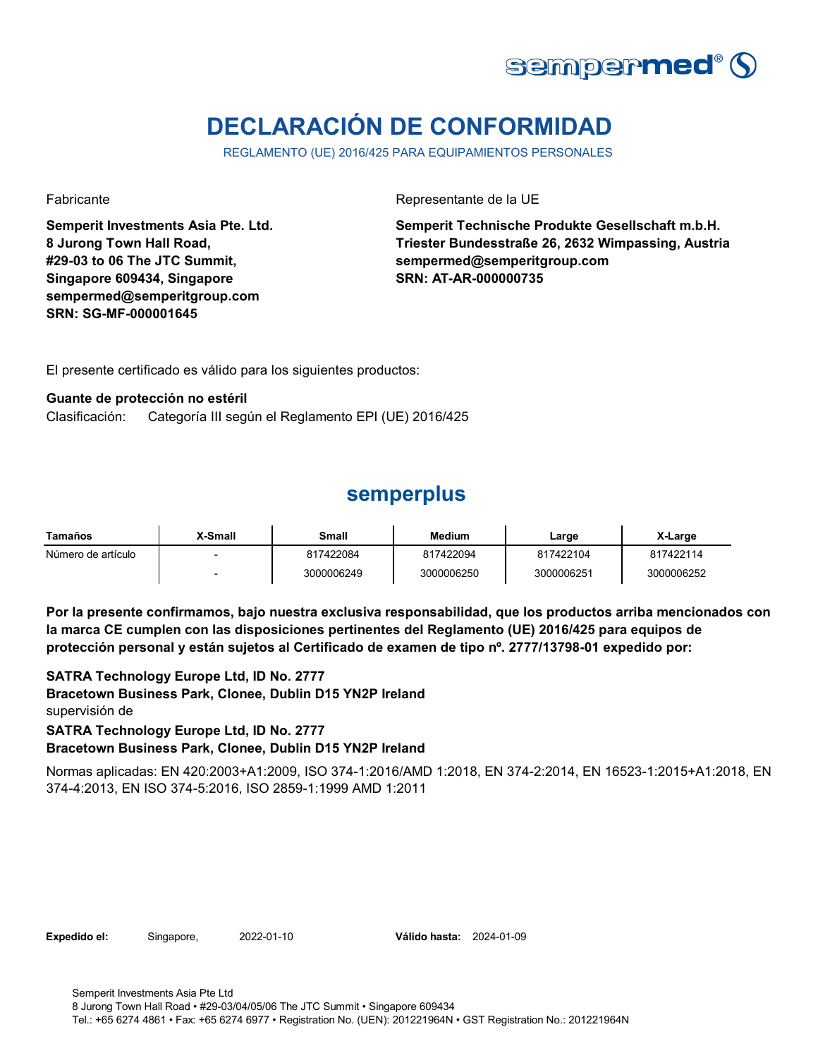# DECLARACIÓN DE CONFORMIDAD

REGLAMENTO (UE) 2016/425 PARA EQUIPAMIENTOS PERSONALES

Fabricante

**Semperit Investments Asia Pte. Ltd.**
**8 Jurong Town Hall Road,**
**#29-03 to 06 The JTC Summit,**
**Singapore 609434, Singapore**
**sempermed@semperitgroup.com**
**SRN: SG-MF-000001645**

Representante de la UE

**Semperit Technische Produkte Gesellschaft m.b.H.**
**Triester Bundesstraße 26, 2632 Wimpassing, Austria**
**sempermed@semperitgroup.com**
**SRN: AT-AR-000000735**

El presente certificado es válido para los siguientes productos:

**Guante de protección no estéril**
Clasificación: Categoría III según el Reglamento EPI (UE) 2016/425

## semperplus

| Tamaños | X-Small | Small | Medium | Large | X-Large |
|---|---|---|---|---|---|
| Número de artículo | - | 817422084 | 817422094 | 817422104 | 817422114 |
| | - | 3000006249 | 3000006250 | 3000006251 | 3000006252 |

**Por la presente confirmamos, bajo nuestra exclusiva responsabilidad, que los productos arriba mencionados con la marca CE cumplen con las disposiciones pertinentes del Reglamento (UE) 2016/425 para equipos de protección personal y están sujetos al Certificado de examen de tipo nº. 2777/13798-01 expedido por:**

**SATRA Technology Europe Ltd, ID No. 2777**
**Bracetown Business Park, Clonee, Dublin D15 YN2P Ireland**
supervisión de
**SATRA Technology Europe Ltd, ID No. 2777**
**Bracetown Business Park, Clonee, Dublin D15 YN2P Ireland**

Normas aplicadas: EN 420:2003+A1:2009, ISO 374-1:2016/AMD 1:2018, EN 374-2:2014, EN 16523-1:2015+A1:2018, EN 374-4:2013, EN ISO 374-5:2016, ISO 2859-1:1999 AMD 1:2011

**Expedido el:** Singapore, 2022-01-10 **Válido hasta:** 2024-01-09

Semperit Investments Asia Pte Ltd
8 Jurong Town Hall Road • #29-03/04/05/06 The JTC Summit • Singapore 609434
Tel.: +65 6274 4861 • Fax: +65 6274 6977 • Registration No. (UEN): 201221964N • GST Registration No.: 201221964N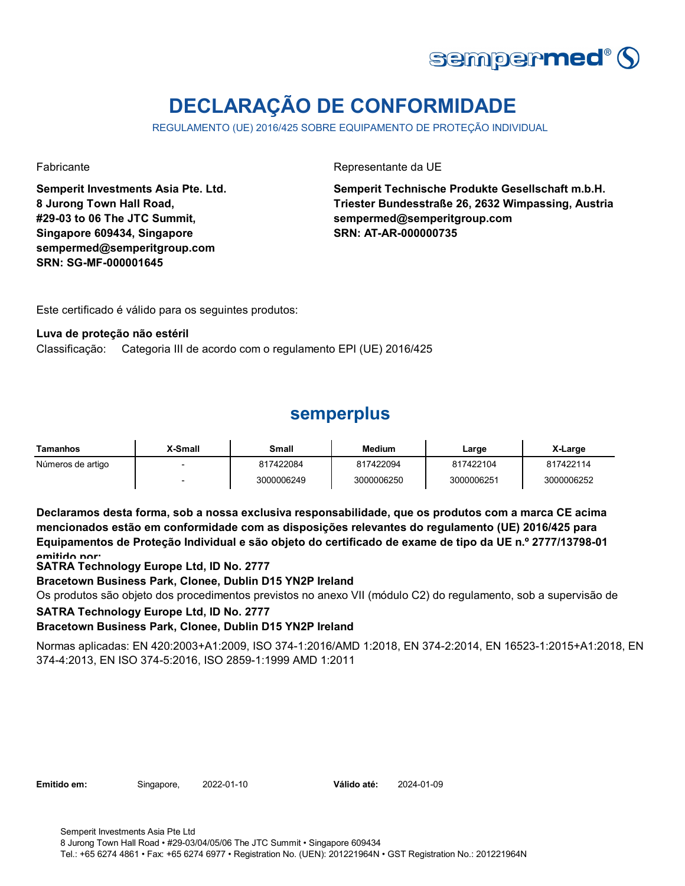# DECLARAÇÃO DE CONFORMIDADE

REGULAMENTO (UE) 2016/425 SOBRE EQUIPAMENTO DE PROTEÇÃO INDIVIDUAL

Fabricante

**Semperit Investments Asia Pte. Ltd.**
**8 Jurong Town Hall Road,**
**#29-03 to 06 The JTC Summit,**
**Singapore 609434, Singapore**
**sempermed@semperitgroup.com**
**SRN: SG-MF-000001645**

Representante da UE

**Semperit Technische Produkte Gesellschaft m.b.H.**
**Triester Bundesstraße 26, 2632 Wimpassing, Austria**
**sempermed@semperitgroup.com**
**SRN: AT-AR-000000735**

Este certificado é válido para os seguintes produtos:

**Luva de proteção não estéril**
Classificação: Categoria III de acordo com o regulamento EPI (UE) 2016/425

## semperplus

| Tamanhos | X-Small | Small | Medium | Large | X-Large |
|---|---|---|---|---|---|
| Números de artigo | - | 817422084 | 817422094 | 817422104 | 817422114 |
| | - | 3000006249 | 3000006250 | 3000006251 | 3000006252 |

**Declaramos desta forma, sob a nossa exclusiva responsabilidade, que os produtos com a marca CE acima mencionados estão em conformidade com as disposições relevantes do regulamento (UE) 2016/425 para Equipamentos de Proteção Individual e são objeto do certificado de exame de tipo da UE n.º 2777/13798-01 emitido por:**

**SATRA Technology Europe Ltd, ID No. 2777**
**Bracetown Business Park, Clonee, Dublin D15 YN2P Ireland**

Os produtos são objeto dos procedimentos previstos no anexo VII (módulo C2) do regulamento, sob a supervisão de

**SATRA Technology Europe Ltd, ID No. 2777**
**Bracetown Business Park, Clonee, Dublin D15 YN2P Ireland**

Normas aplicadas: EN 420:2003+A1:2009, ISO 374-1:2016/AMD 1:2018, EN 374-2:2014, EN 16523-1:2015+A1:2018, EN 374-4:2013, EN ISO 374-5:2016, ISO 2859-1:1999 AMD 1:2011

**Emitido em:** Singapore, 2022-01-10 **Válido até:** 2024-01-09

Semperit Investments Asia Pte Ltd
8 Jurong Town Hall Road • #29-03/04/05/06 The JTC Summit • Singapore 609434
Tel.: +65 6274 4861 • Fax: +65 6274 6977 • Registration No. (UEN): 201221964N • GST Registration No.: 201221964N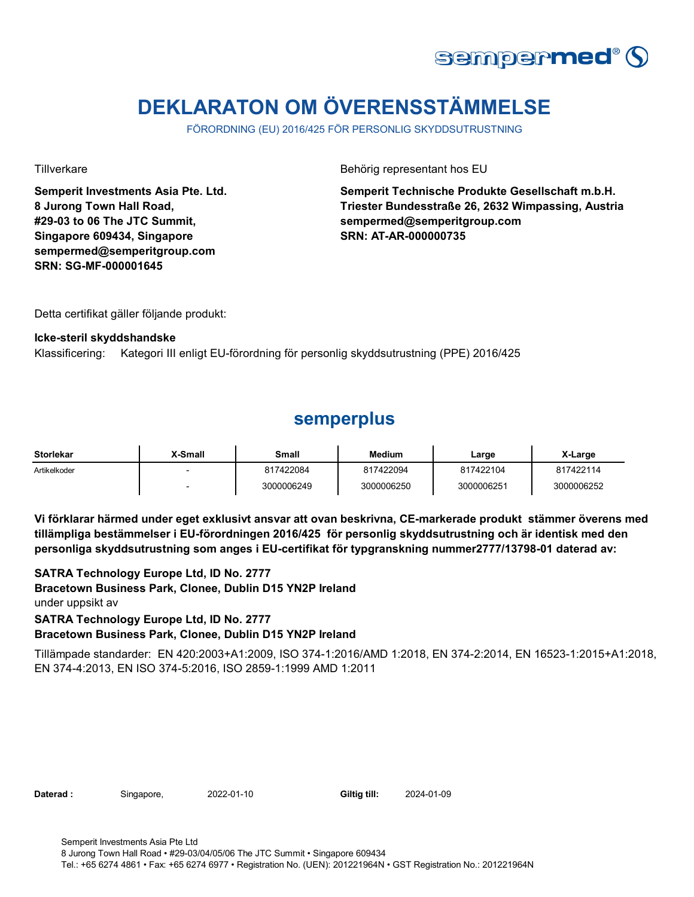# DEKLARATON OM ÖVERENSSTÄMMELSE

FÖRORDNING (EU) 2016/425 FÖR PERSONLIG SKYDDSUTRUSTNING

Tillverkare

**Semperit Investments Asia Pte. Ltd.**
**8 Jurong Town Hall Road,**
**#29-03 to 06 The JTC Summit,**
**Singapore 609434, Singapore**
**sempermed@semperitgroup.com**
**SRN: SG-MF-000001645**

Behörig representant hos EU

**Semperit Technische Produkte Gesellschaft m.b.H.**
**Triester Bundesstraße 26, 2632 Wimpassing, Austria**
**sempermed@semperitgroup.com**
**SRN: AT-AR-000000735**

Detta certifikat gäller följande produkt:

**Icke-steril skyddshandske**

Klassificering: Kategori III enligt EU-förordning för personlig skyddsutrustning (PPE) 2016/425

## semperplus

| Storlekar | X-Small | Small | Medium | Large | X-Large |
|---|---|---|---|---|---|
| Artikelkoder | - | 817422084 | 817422094 | 817422104 | 817422114 |
| | - | 3000006249 | 3000006250 | 3000006251 | 3000006252 |

**Vi förklarar härmed under eget exklusivt ansvar att ovan beskrivna, CE-markerade produkt stämmer överens med tillämpliga bestämmelser i EU-förordningen 2016/425 för personlig skyddsutrustning och är identisk med den personliga skyddsutrustning som anges i EU-certifikat för typgranskning nummer2777/13798-01 daterad av:**

**SATRA Technology Europe Ltd, ID No. 2777**
**Bracetown Business Park, Clonee, Dublin D15 YN2P Ireland**
under uppsikt av
**SATRA Technology Europe Ltd, ID No. 2777**
**Bracetown Business Park, Clonee, Dublin D15 YN2P Ireland**

Tillämpade standarder: EN 420:2003+A1:2009, ISO 374-1:2016/AMD 1:2018, EN 374-2:2014, EN 16523-1:2015+A1:2018, EN 374-4:2013, EN ISO 374-5:2016, ISO 2859-1:1999 AMD 1:2011

**Daterad :** Singapore, 2022-01-10 **Giltig till:** 2024-01-09

Semperit Investments Asia Pte Ltd
8 Jurong Town Hall Road • #29-03/04/05/06 The JTC Summit • Singapore 609434
Tel.: +65 6274 4861 • Fax: +65 6274 6977 • Registration No. (UEN): 201221964N • GST Registration No.: 201221964N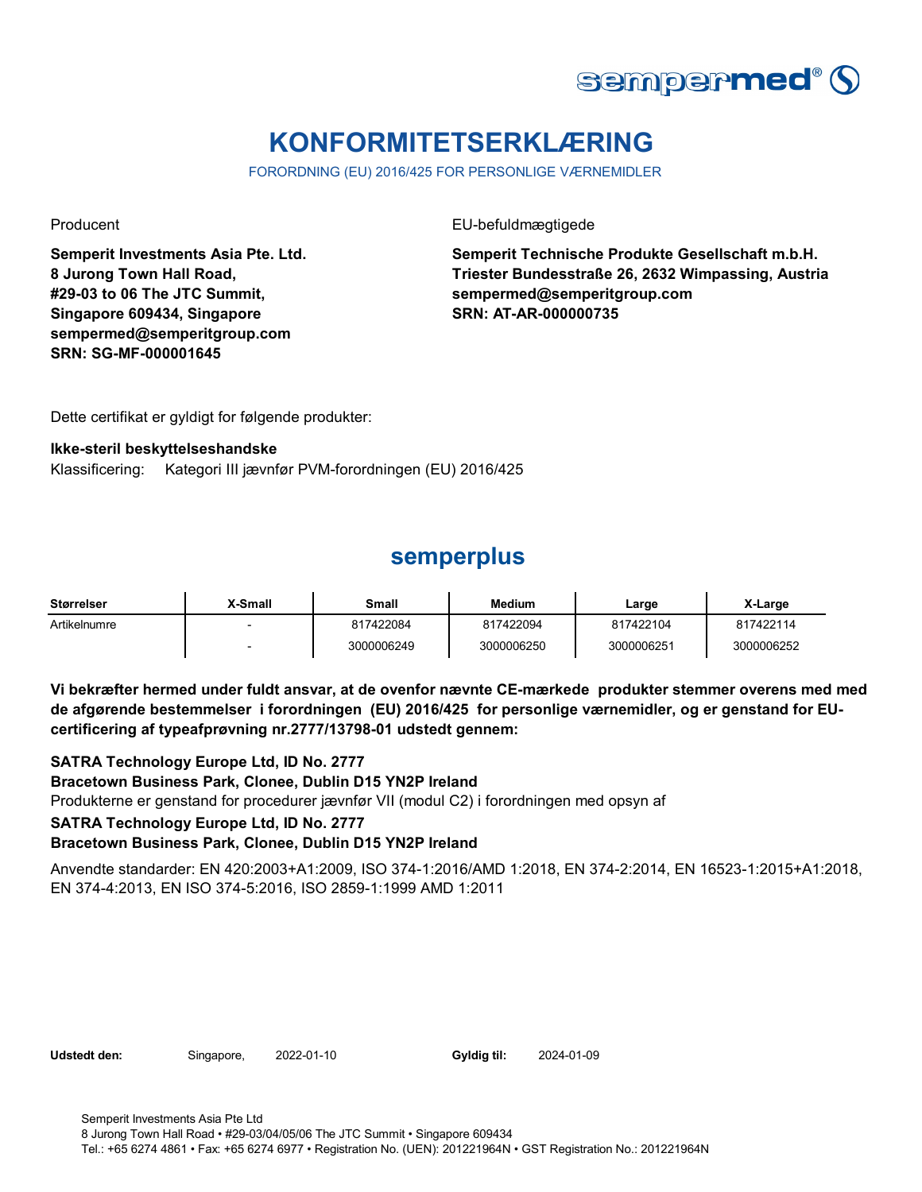# KONFORMITETSERKLÆRING

FORORDNING (EU) 2016/425 FOR PERSONLIGE VÆRNEMIDLER

Producent

**Semperit Investments Asia Pte. Ltd.**
**8 Jurong Town Hall Road,**
**#29-03 to 06 The JTC Summit,**
**Singapore 609434, Singapore**
**sempermed@semperitgroup.com**
**SRN: SG-MF-000001645**

EU-befuldmægtigede

**Semperit Technische Produkte Gesellschaft m.b.H.**
**Triester Bundesstraße 26, 2632 Wimpassing, Austria**
**sempermed@semperitgroup.com**
**SRN: AT-AR-000000735**

Dette certifikat er gyldigt for følgende produkter:

**Ikke-steril beskyttelseshandske**

Klassificering: Kategori III jævnfør PVM-forordningen (EU) 2016/425

## semperplus

| Størrelser | X-Small | Small | Medium | Large | X-Large |
|---|---|---|---|---|---|
| Artikelnumre | - | 817422084 | 817422094 | 817422104 | 817422114 |
| | - | 3000006249 | 3000006250 | 3000006251 | 3000006252 |

**Vi bekræfter hermed under fuldt ansvar, at de ovenfor nævnte CE-mærkede produkter stemmer overens med med de afgørende bestemmelser i forordningen (EU) 2016/425 for personlige værnemidler, og er genstand for EU-certificering af typeafprøvning nr.2777/13798-01 udstedt gennem:**

**SATRA Technology Europe Ltd, ID No. 2777**
**Bracetown Business Park, Clonee, Dublin D15 YN2P Ireland**

Produkterne er genstand for procedurer jævnfør VII (modul C2) i forordningen med opsyn af

**SATRA Technology Europe Ltd, ID No. 2777**
**Bracetown Business Park, Clonee, Dublin D15 YN2P Ireland**

Anvendte standarder: EN 420:2003+A1:2009, ISO 374-1:2016/AMD 1:2018, EN 374-2:2014, EN 16523-1:2015+A1:2018, EN 374-4:2013, EN ISO 374-5:2016, ISO 2859-1:1999 AMD 1:2011

**Udstedt den:** Singapore, 2022-01-10 **Gyldig til:** 2024-01-09

Semperit Investments Asia Pte Ltd
8 Jurong Town Hall Road • #29-03/04/05/06 The JTC Summit • Singapore 609434
Tel.: +65 6274 4861 • Fax: +65 6274 6977 • Registration No. (UEN): 201221964N • GST Registration No.: 201221964N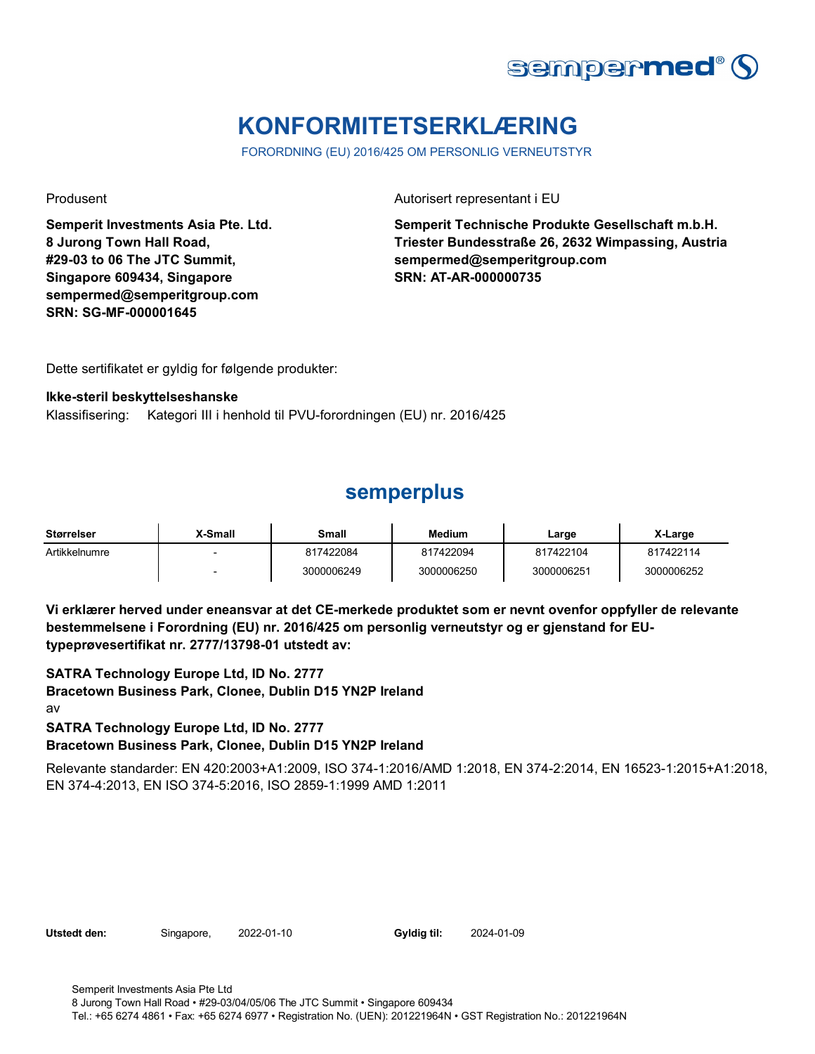# KONFORMITETSERKLÆRING

FORORDNING (EU) 2016/425 OM PERSONLIG VERNEUTSTYR

Produsent

**Semperit Investments Asia Pte. Ltd.**
**8 Jurong Town Hall Road,**
**#29-03 to 06 The JTC Summit,**
**Singapore 609434, Singapore**
**sempermed@semperitgroup.com**
**SRN: SG-MF-000001645**

Autorisert representant i EU

**Semperit Technische Produkte Gesellschaft m.b.H.**
**Triester Bundesstraße 26, 2632 Wimpassing, Austria**
**sempermed@semperitgroup.com**
**SRN: AT-AR-000000735**

Dette sertifikatet er gyldig for følgende produkter:

**Ikke-steril beskyttelseshanske**

Klassifisering: Kategori III i henhold til PVU-forordningen (EU) nr. 2016/425

## semperplus

| Størrelser | X-Small | Small | Medium | Large | X-Large |
|---|---|---|---|---|---|
| Artikkelnumre | - | 817422084 | 817422094 | 817422104 | 817422114 |
| | - | 3000006249 | 3000006250 | 3000006251 | 3000006252 |

**Vi erklærer herved under eneansvar at det CE-merkede produktet som er nevnt ovenfor oppfyller de relevante bestemmelsene i Forordning (EU) nr. 2016/425 om personlig verneutstyr og er gjenstand for EU-typeprøvesertifikat nr. 2777/13798-01 utstedt av:**

**SATRA Technology Europe Ltd, ID No. 2777**
**Bracetown Business Park, Clonee, Dublin D15 YN2P Ireland**
av
**SATRA Technology Europe Ltd, ID No. 2777**
**Bracetown Business Park, Clonee, Dublin D15 YN2P Ireland**

Relevante standarder: EN 420:2003+A1:2009, ISO 374-1:2016/AMD 1:2018, EN 374-2:2014, EN 16523-1:2015+A1:2018, EN 374-4:2013, EN ISO 374-5:2016, ISO 2859-1:1999 AMD 1:2011

**Utstedt den:** Singapore, 2022-01-10 **Gyldig til:** 2024-01-09

Semperit Investments Asia Pte Ltd
8 Jurong Town Hall Road • #29-03/04/05/06 The JTC Summit • Singapore 609434
Tel.: +65 6274 4861 • Fax: +65 6274 6977 • Registration No. (UEN): 201221964N • GST Registration No.: 201221964N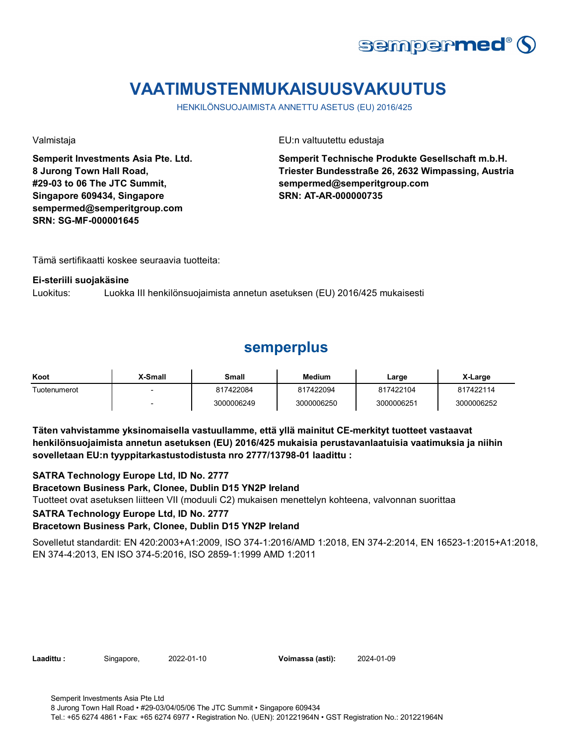sempermed®

# VAATIMUSTENMUKAISUUSVAKUUTUS

HENKILÖNSUOJAIMISTA ANNETTU ASETUS (EU) 2016/425

Valmistaja

**Semperit Investments Asia Pte. Ltd.**
**8 Jurong Town Hall Road,**
**#29-03 to 06 The JTC Summit,**
**Singapore 609434, Singapore**
**sempermed@semperitgroup.com**
**SRN: SG-MF-000001645**

EU:n valtuutettu edustaja

**Semperit Technische Produkte Gesellschaft m.b.H.**
**Triester Bundesstraße 26, 2632 Wimpassing, Austria**
**sempermed@semperitgroup.com**
**SRN: AT-AR-000000735**

Tämä sertifikaatti koskee seuraavia tuotteita:

**Ei-steriili suojakäsine**

Luokitus: Luokka III henkilönsuojaimista annetun asetuksen (EU) 2016/425 mukaisesti

## semperplus

| Koot | X-Small | Small | Medium | Large | X-Large |
|---|---|---|---|---|---|
| Tuotenumerot | - | 817422084 | 817422094 | 817422104 | 817422114 |
| | - | 3000006249 | 3000006250 | 3000006251 | 3000006252 |

**Täten vahvistamme yksinomaisella vastuullamme, että yllä mainitut CE-merkityt tuotteet vastaavat henkilönsuojaimista annetun asetuksen (EU) 2016/425 mukaisia perustavanlaatuisia vaatimuksia ja niihin sovelletaan EU:n tyyppitarkastustodistusta nro 2777/13798-01 laadittu :**

**SATRA Technology Europe Ltd, ID No. 2777**
**Bracetown Business Park, Clonee, Dublin D15 YN2P Ireland**
Tuotteet ovat asetuksen liitteen VII (moduuli C2) mukaisen menettelyn kohteena, valvonnan suorittaa
**SATRA Technology Europe Ltd, ID No. 2777**
**Bracetown Business Park, Clonee, Dublin D15 YN2P Ireland**

Sovelletut standardit: EN 420:2003+A1:2009, ISO 374-1:2016/AMD 1:2018, EN 374-2:2014, EN 16523-1:2015+A1:2018, EN 374-4:2013, EN ISO 374-5:2016, ISO 2859-1:1999 AMD 1:2011

**Laadittu :** Singapore, 2022-01-10 **Voimassa (asti):** 2024-01-09

Semperit Investments Asia Pte Ltd
8 Jurong Town Hall Road • #29-03/04/05/06 The JTC Summit • Singapore 609434
Tel.: +65 6274 4861 • Fax: +65 6274 6977 • Registration No. (UEN): 201221964N • GST Registration No.: 201221964N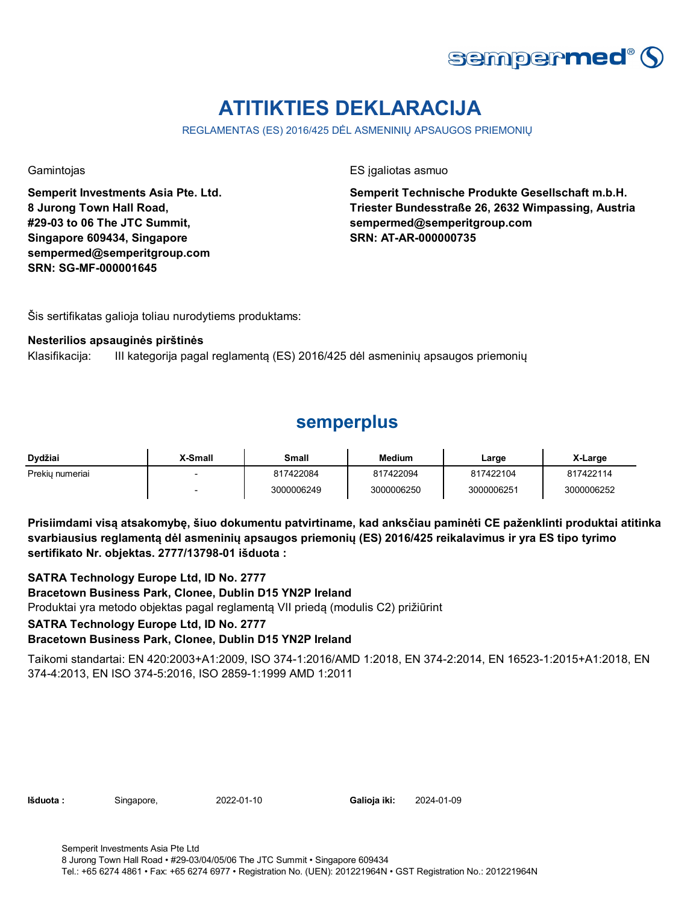# ATITIKTIES DEKLARACIJA

REGLAMENTAS (ES) 2016/425 DĖL ASMENINIŲ APSAUGOS PRIEMONIŲ

Gamintojas

**Semperit Investments Asia Pte. Ltd.**
**8 Jurong Town Hall Road,**
**#29-03 to 06 The JTC Summit,**
**Singapore 609434, Singapore**
**sempermed@semperitgroup.com**
**SRN: SG-MF-000001645**

ES įgaliotas asmuo

**Semperit Technische Produkte Gesellschaft m.b.H.**
**Triester Bundesstraße 26, 2632 Wimpassing, Austria**
**sempermed@semperitgroup.com**
**SRN: AT-AR-000000735**

Šis sertifikatas galioja toliau nurodytiems produktams:

**Nesterilios apsauginės pirštinės**

Klasifikacija: III kategorija pagal reglamentą (ES) 2016/425 dėl asmeninių apsaugos priemonių

## semperplus

| Dydžiai | X-Small | Small | Medium | Large | X-Large |
|---|---|---|---|---|---|
| Prekių numeriai | - | 817422084 | 817422094 | 817422104 | 817422114 |
| | - | 3000006249 | 3000006250 | 3000006251 | 3000006252 |

**Prisiimdami visą atsakomybę, šiuo dokumentu patvirtiname, kad anksčiau paminėti CE paženklinti produktai atitinka svarbiausius reglamentą dėl asmeninių apsaugos priemonių (ES) 2016/425 reikalavimus ir yra ES tipo tyrimo sertifikato Nr. objektas. 2777/13798-01 išduota :**

**SATRA Technology Europe Ltd, ID No. 2777**
**Bracetown Business Park, Clonee, Dublin D15 YN2P Ireland**
Produktai yra metodo objektas pagal reglamentą VII priedą (modulis C2) prižiūrint
**SATRA Technology Europe Ltd, ID No. 2777**
**Bracetown Business Park, Clonee, Dublin D15 YN2P Ireland**

Taikomi standartai: EN 420:2003+A1:2009, ISO 374-1:2016/AMD 1:2018, EN 374-2:2014, EN 16523-1:2015+A1:2018, EN 374-4:2013, EN ISO 374-5:2016, ISO 2859-1:1999 AMD 1:2011

**Išduota :** Singapore, 2022-01-10 **Galioja iki:** 2024-01-09

Semperit Investments Asia Pte Ltd
8 Jurong Town Hall Road • #29-03/04/05/06 The JTC Summit • Singapore 609434
Tel.: +65 6274 4861 • Fax: +65 6274 6977 • Registration No. (UEN): 201221964N • GST Registration No.: 201221964N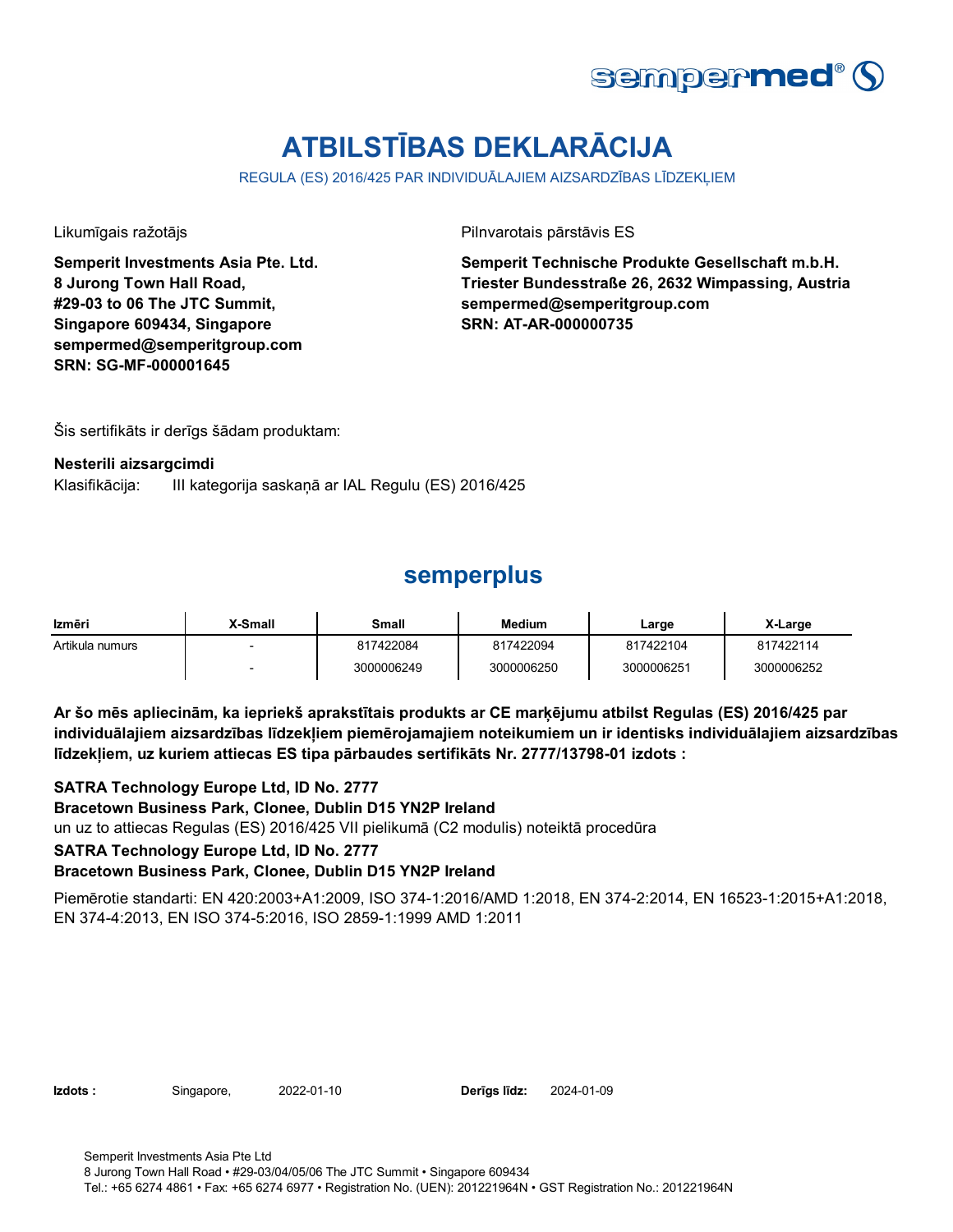# ATBILSTĪBAS DEKLARĀCIJA

REGULA (ES) 2016/425 PAR INDIVIDUĀLAJIEM AIZSARDZĪBAS LĪDZEKĻIEM

Likumīgais ražotājs

**Semperit Investments Asia Pte. Ltd.**
**8 Jurong Town Hall Road,**
**#29-03 to 06 The JTC Summit,**
**Singapore 609434, Singapore**
**sempermed@semperitgroup.com**
**SRN: SG-MF-000001645**

Pilnvarotais pārstāvis ES

**Semperit Technische Produkte Gesellschaft m.b.H.**
**Triester Bundesstraße 26, 2632 Wimpassing, Austria**
**sempermed@semperitgroup.com**
**SRN: AT-AR-000000735**

Šis sertifikāts ir derīgs šādam produktam:

**Nesterili aizsargcimdi**

Klasifikācija: III kategorija saskaņā ar IAL Regulu (ES) 2016/425

## semperplus

| Izmēri | X-Small | Small | Medium | Large | X-Large |
|---|---|---|---|---|---|
| Artikula numurs | - | 817422084 | 817422094 | 817422104 | 817422114 |
| | - | 3000006249 | 3000006250 | 3000006251 | 3000006252 |

**Ar šo mēs apliecinām, ka iepriekš aprakstītais produkts ar CE marķējumu atbilst Regulas (ES) 2016/425 par individuālajiem aizsardzības līdzekļiem piemērojamajiem noteikumiem un ir identisks individuālajiem aizsardzības līdzekļiem, uz kuriem attiecas ES tipa pārbaudes sertifikāts Nr. 2777/13798-01 izdots :**

**SATRA Technology Europe Ltd, ID No. 2777**
**Bracetown Business Park, Clonee, Dublin D15 YN2P Ireland**
un uz to attiecas Regulas (ES) 2016/425 VII pielikumā (C2 modulis) noteiktā procedūra
**SATRA Technology Europe Ltd, ID No. 2777**
**Bracetown Business Park, Clonee, Dublin D15 YN2P Ireland**

Piemērotie standarti: EN 420:2003+A1:2009, ISO 374-1:2016/AMD 1:2018, EN 374-2:2014, EN 16523-1:2015+A1:2018, EN 374-4:2013, EN ISO 374-5:2016, ISO 2859-1:1999 AMD 1:2011

**Izdots :** Singapore, 2022-01-10 **Derīgs līdz:** 2024-01-09

Semperit Investments Asia Pte Ltd
8 Jurong Town Hall Road • #29-03/04/05/06 The JTC Summit • Singapore 609434
Tel.: +65 6274 4861 • Fax: +65 6274 6977 • Registration No. (UEN): 201221964N • GST Registration No.: 201221964N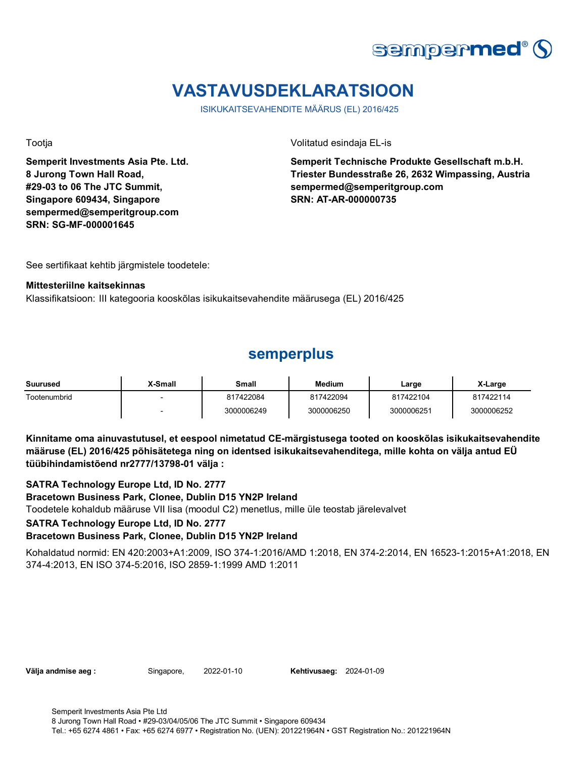# VASTAVUSDEKLARATSIOON

ISIKUKAITSEVAHENDITE MÄÄRUS (EL) 2016/425

Tootja

**Semperit Investments Asia Pte. Ltd.**
**8 Jurong Town Hall Road,**
**#29-03 to 06 The JTC Summit,**
**Singapore 609434, Singapore**
**sempermed@semperitgroup.com**
**SRN: SG-MF-000001645**

Volitatud esindaja EL-is

**Semperit Technische Produkte Gesellschaft m.b.H.**
**Triester Bundesstraße 26, 2632 Wimpassing, Austria**
**sempermed@semperitgroup.com**
**SRN: AT-AR-000000735**

See sertifikaat kehtib järgmistele toodetele:

**Mittesteriilne kaitsekinnas**

Klassifikatsioon: III kategooria kooskõlas isikukaitsevahendite määrusega (EL) 2016/425

## semperplus

| Suurused | X-Small | Small | Medium | Large | X-Large |
|---|---|---|---|---|---|
| Tootenumbrid | - | 817422084 | 817422094 | 817422104 | 817422114 |
| | - | 3000006249 | 3000006250 | 3000006251 | 3000006252 |

**Kinnitame oma ainuvastutusel, et eespool nimetatud CE-märgistusega tooted on kooskõlas isikukaitsevahendite määruse (EL) 2016/425 põhisätetega ning on identsed isikukaitsevahenditega, mille kohta on välja antud EÜ tüübihindamistõend nr2777/13798-01 välja :**

**SATRA Technology Europe Ltd, ID No. 2777**
**Bracetown Business Park, Clonee, Dublin D15 YN2P Ireland**

Toodetele kohaldub määruse VII lisa (moodul C2) menetlus, mille üle teostab järelevalvet

**SATRA Technology Europe Ltd, ID No. 2777**
**Bracetown Business Park, Clonee, Dublin D15 YN2P Ireland**

Kohaldatud normid: EN 420:2003+A1:2009, ISO 374-1:2016/AMD 1:2018, EN 374-2:2014, EN 16523-1:2015+A1:2018, EN 374-4:2013, EN ISO 374-5:2016, ISO 2859-1:1999 AMD 1:2011

**Välja andmise aeg :** Singapore, 2022-01-10 **Kehtivusaeg:** 2024-01-09

Semperit Investments Asia Pte Ltd
8 Jurong Town Hall Road • #29-03/04/05/06 The JTC Summit • Singapore 609434
Tel.: +65 6274 4861 • Fax: +65 6274 6977 • Registration No. (UEN): 201221964N • GST Registration No.: 201221964N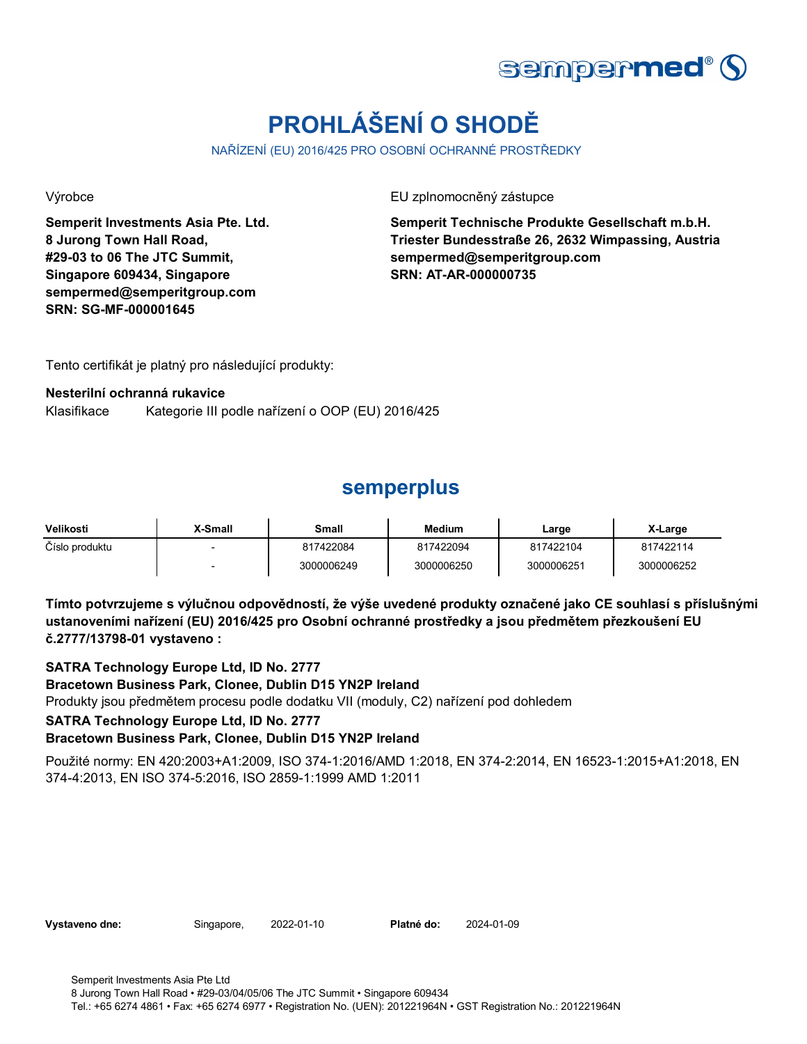# PROHLÁŠENÍ O SHODĚ

NAŘÍZENÍ (EU) 2016/425 PRO OSOBNÍ OCHRANNÉ PROSTŘEDKY

Výrobce

**Semperit Investments Asia Pte. Ltd.**
**8 Jurong Town Hall Road,**
**#29-03 to 06 The JTC Summit,**
**Singapore 609434, Singapore**
**sempermed@semperitgroup.com**
**SRN: SG-MF-000001645**

EU zplnomocněný zástupce

**Semperit Technische Produkte Gesellschaft m.b.H.**
**Triester Bundesstraße 26, 2632 Wimpassing, Austria**
**sempermed@semperitgroup.com**
**SRN: AT-AR-000000735**

Tento certifikát je platný pro následující produkty:

**Nesterilní ochranná rukavice**

Klasifikace Kategorie III podle nařízení o OOP (EU) 2016/425

## semperplus

| Velikosti | X-Small | Small | Medium | Large | X-Large |
|---|---|---|---|---|---|
| Číslo produktu | - | 817422084 | 817422094 | 817422104 | 817422114 |
| | - | 3000006249 | 3000006250 | 3000006251 | 3000006252 |

**Tímto potvrzujeme s výlučnou odpovědností, že výše uvedené produkty označené jako CE souhlasí s příslušnými ustanoveními nařízení (EU) 2016/425 pro Osobní ochranné prostředky a jsou předmětem přezkoušení EU č.2777/13798-01 vystaveno :**

**SATRA Technology Europe Ltd, ID No. 2777**
**Bracetown Business Park, Clonee, Dublin D15 YN2P Ireland**

Produkty jsou předmětem procesu podle dodatku VII (moduly, C2) nařízení pod dohledem

**SATRA Technology Europe Ltd, ID No. 2777**
**Bracetown Business Park, Clonee, Dublin D15 YN2P Ireland**

Použité normy: EN 420:2003+A1:2009, ISO 374-1:2016/AMD 1:2018, EN 374-2:2014, EN 16523-1:2015+A1:2018, EN 374-4:2013, EN ISO 374-5:2016, ISO 2859-1:1999 AMD 1:2011

**Vystaveno dne:** Singapore, 2022-01-10 **Platné do:** 2024-01-09

Semperit Investments Asia Pte Ltd
8 Jurong Town Hall Road • #29-03/04/05/06 The JTC Summit • Singapore 609434
Tel.: +65 6274 4861 • Fax: +65 6274 6977 • Registration No. (UEN): 201221964N • GST Registration No.: 201221964N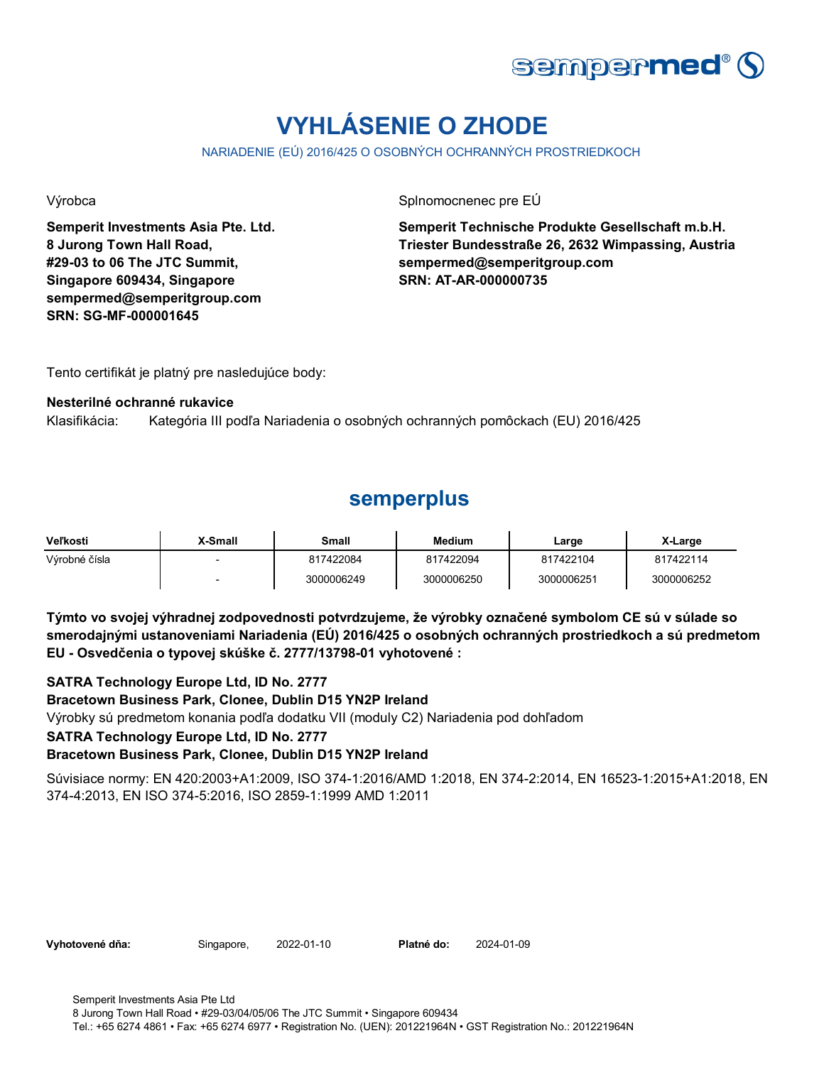# VYHLÁSENIE O ZHODE

NARIADENIE (EÚ) 2016/425 O OSOBNÝCH OCHRANNÝCH PROSTRIEDKOCH

Výrobca

**Semperit Investments Asia Pte. Ltd.**
**8 Jurong Town Hall Road,**
**#29-03 to 06 The JTC Summit,**
**Singapore 609434, Singapore**
**sempermed@semperitgroup.com**
**SRN: SG-MF-000001645**

Splnomocnenec pre EÚ

**Semperit Technische Produkte Gesellschaft m.b.H.**
**Triester Bundesstraße 26, 2632 Wimpassing, Austria**
**sempermed@semperitgroup.com**
**SRN: AT-AR-000000735**

Tento certifikát je platný pre nasledujúce body:

**Nesterilné ochranné rukavice**

Klasifikácia: Kategória III podľa Nariadenia o osobných ochranných pomôckach (EU) 2016/425

## semperplus

| Veľkosti | X-Small | Small | Medium | Large | X-Large |
|---|---|---|---|---|---|
| Výrobné čísla | - | 817422084 | 817422094 | 817422104 | 817422114 |
| | - | 3000006249 | 3000006250 | 3000006251 | 3000006252 |

**Týmto vo svojej výhradnej zodpovednosti potvrdzujeme, že výrobky označené symbolom CE sú v súlade so smerodajnými ustanoveniami Nariadenia (EÚ) 2016/425 o osobných ochranných prostriedkoch a sú predmetom EU - Osvedčenia o typovej skúške č. 2777/13798-01 vyhotovené :**

**SATRA Technology Europe Ltd, ID No. 2777**
**Bracetown Business Park, Clonee, Dublin D15 YN2P Ireland**
Výrobky sú predmetom konania podľa dodatku VII (moduly C2) Nariadenia pod dohľadom
**SATRA Technology Europe Ltd, ID No. 2777**
**Bracetown Business Park, Clonee, Dublin D15 YN2P Ireland**

Súvisiace normy: EN 420:2003+A1:2009, ISO 374-1:2016/AMD 1:2018, EN 374-2:2014, EN 16523-1:2015+A1:2018, EN 374-4:2013, EN ISO 374-5:2016, ISO 2859-1:1999 AMD 1:2011

**Vyhotovené dňa:** Singapore, 2022-01-10 **Platné do:** 2024-01-09

Semperit Investments Asia Pte Ltd
8 Jurong Town Hall Road • #29-03/04/05/06 The JTC Summit • Singapore 609434
Tel.: +65 6274 4861 • Fax: +65 6274 6977 • Registration No. (UEN): 201221964N • GST Registration No.: 201221964N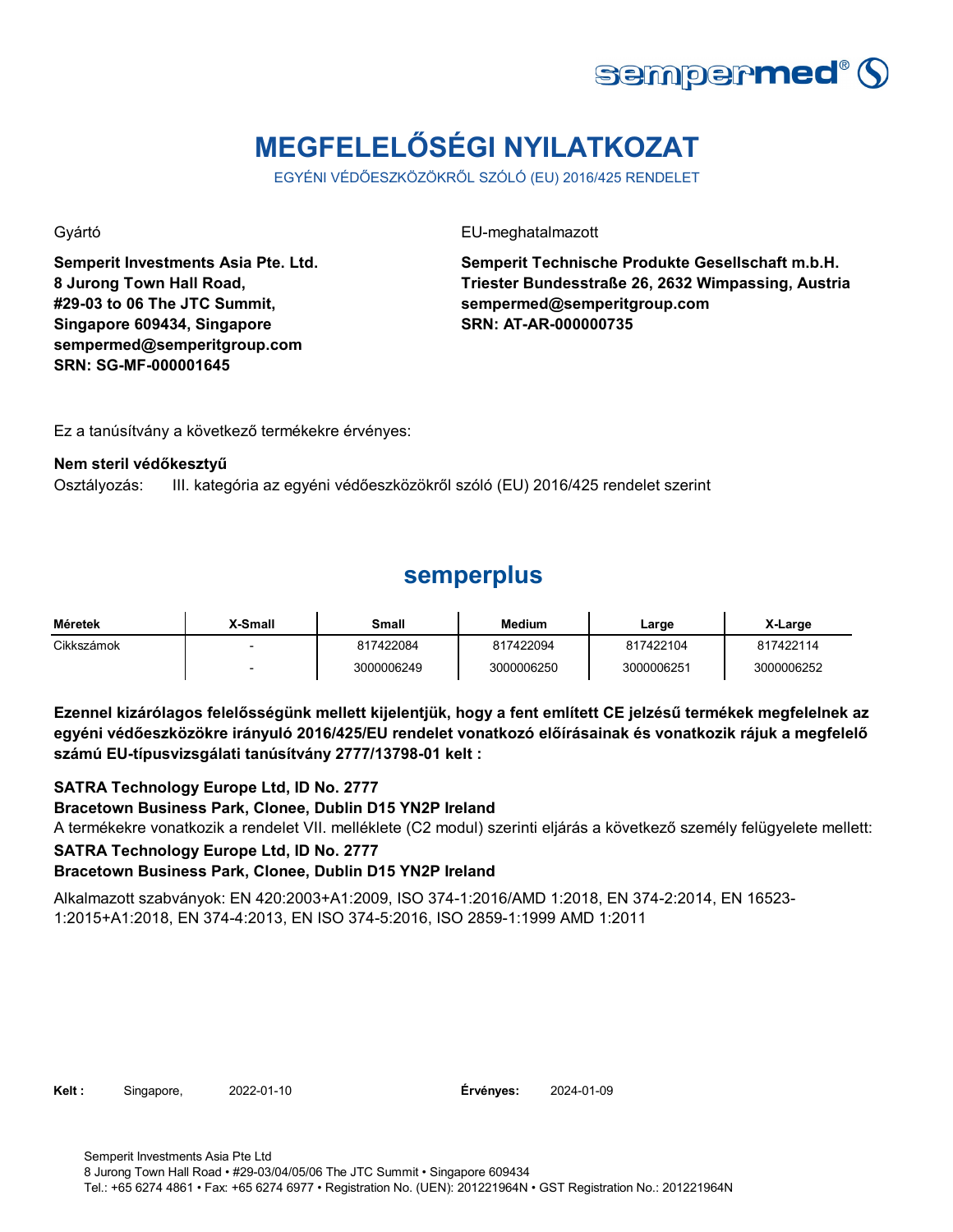# MEGFELELŐSÉGI NYILATKOZAT

EGYÉNI VÉDŐESZKÖZÖKRŐL SZÓLÓ (EU) 2016/425 RENDELET

Gyártó

**Semperit Investments Asia Pte. Ltd.**
**8 Jurong Town Hall Road,**
**#29-03 to 06 The JTC Summit,**
**Singapore 609434, Singapore**
**sempermed@semperitgroup.com**
**SRN: SG-MF-000001645**

EU-meghatalmazott

**Semperit Technische Produkte Gesellschaft m.b.H.**
**Triester Bundesstraße 26, 2632 Wimpassing, Austria**
**sempermed@semperitgroup.com**
**SRN: AT-AR-000000735**

Ez a tanúsítvány a következő termékekre érvényes:

**Nem steril védőkesztyű**

Osztályozás: III. kategória az egyéni védőeszközökről szóló (EU) 2016/425 rendelet szerint

## semperplus

| Méretek | X-Small | Small | Medium | Large | X-Large |
|---|---|---|---|---|---|
| Cikkszámok | - | 817422084 | 817422094 | 817422104 | 817422114 |
| | - | 3000006249 | 3000006250 | 3000006251 | 3000006252 |

**Ezennel kizárólagos felelősségünk mellett kijelentjük, hogy a fent említett CE jelzésű termékek megfelelnek az egyéni védőeszközökre irányuló 2016/425/EU rendelet vonatkozó előírásainak és vonatkozik rájuk a megfelelő számú EU-típusvizsgálati tanúsítvány 2777/13798-01 kelt :**

**SATRA Technology Europe Ltd, ID No. 2777**
**Bracetown Business Park, Clonee, Dublin D15 YN2P Ireland**
A termékekre vonatkozik a rendelet VII. melléklete (C2 modul) szerinti eljárás a következő személy felügyelete mellett:
**SATRA Technology Europe Ltd, ID No. 2777**
**Bracetown Business Park, Clonee, Dublin D15 YN2P Ireland**

Alkalmazott szabványok: EN 420:2003+A1:2009, ISO 374-1:2016/AMD 1:2018, EN 374-2:2014, EN 16523-1:2015+A1:2018, EN 374-4:2013, EN ISO 374-5:2016, ISO 2859-1:1999 AMD 1:2011

**Kelt :** Singapore, 2022-01-10 **Érvényes:** 2024-01-09

Semperit Investments Asia Pte Ltd
8 Jurong Town Hall Road • #29-03/04/05/06 The JTC Summit • Singapore 609434
Tel.: +65 6274 4861 • Fax: +65 6274 6977 • Registration No. (UEN): 201221964N • GST Registration No.: 201221964N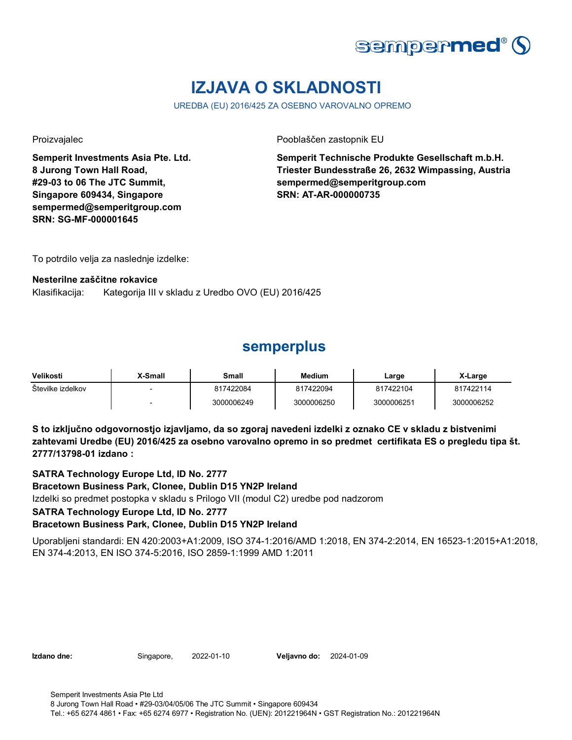# IZJAVA O SKLADNOSTI

UREDBA (EU) 2016/425 ZA OSEBNO VAROVALNO OPREMO

Proizvajalec

**Semperit Investments Asia Pte. Ltd.**
**8 Jurong Town Hall Road,**
**#29-03 to 06 The JTC Summit,**
**Singapore 609434, Singapore**
**sempermed@semperitgroup.com**
**SRN: SG-MF-000001645**

Pooblaščen zastopnik EU

**Semperit Technische Produkte Gesellschaft m.b.H.**
**Triester Bundesstraße 26, 2632 Wimpassing, Austria**
**sempermed@semperitgroup.com**
**SRN: AT-AR-000000735**

To potrdilo velja za naslednje izdelke:

**Nesterilne zaščitne rokavice**

Klasifikacija: Kategorija III v skladu z Uredbo OVO (EU) 2016/425

## semperplus

| Velikosti | X-Small | Small | Medium | Large | X-Large |
|---|---|---|---|---|---|
| Številke izdelkov | - | 817422084 | 817422094 | 817422104 | 817422114 |
| | - | 3000006249 | 3000006250 | 3000006251 | 3000006252 |

**S to izključno odgovornostjo izjavljamo, da so zgoraj navedeni izdelki z oznako CE v skladu z bistvenimi zahtevami Uredbe (EU) 2016/425 za osebno varovalno opremo in so predmet certifikata ES o pregledu tipa št. 2777/13798-01 izdano :**

**SATRA Technology Europe Ltd, ID No. 2777**
**Bracetown Business Park, Clonee, Dublin D15 YN2P Ireland**

Izdelki so predmet postopka v skladu s Prilogo VII (modul C2) uredbe pod nadzorom

**SATRA Technology Europe Ltd, ID No. 2777**
**Bracetown Business Park, Clonee, Dublin D15 YN2P Ireland**

Uporabljeni standardi: EN 420:2003+A1:2009, ISO 374-1:2016/AMD 1:2018, EN 374-2:2014, EN 16523-1:2015+A1:2018, EN 374-4:2013, EN ISO 374-5:2016, ISO 2859-1:1999 AMD 1:2011

**Izdano dne:** Singapore, 2022-01-10 **Veljavno do:** 2024-01-09

Semperit Investments Asia Pte Ltd
8 Jurong Town Hall Road • #29-03/04/05/06 The JTC Summit • Singapore 609434
Tel.: +65 6274 4861 • Fax: +65 6274 6977 • Registration No. (UEN): 201221964N • GST Registration No.: 201221964N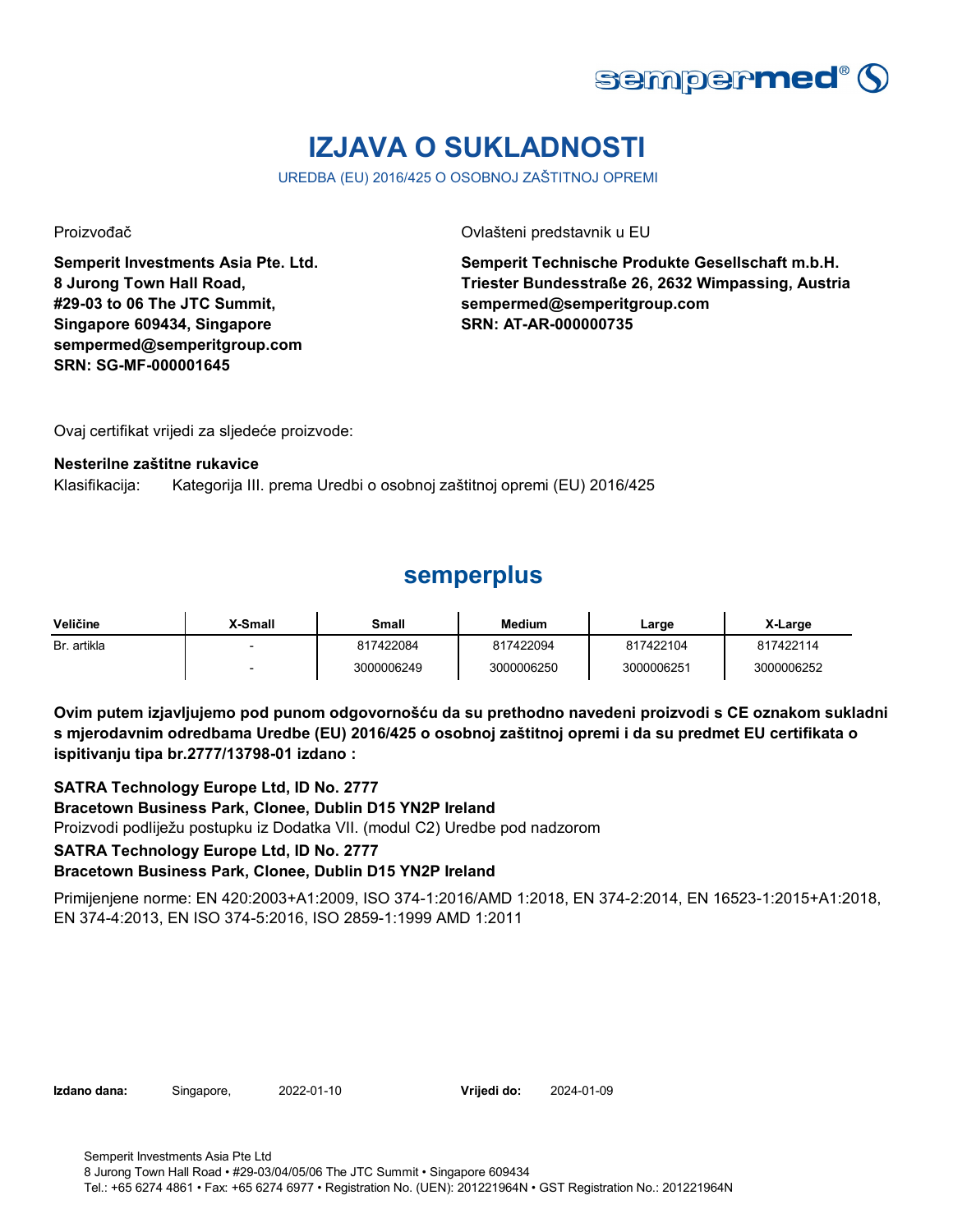# IZJAVA O SUKLADNOSTI

UREDBA (EU) 2016/425 O OSOBNOJ ZAŠTITNOJ OPREMI

Proizvođač

**Semperit Investments Asia Pte. Ltd.**
**8 Jurong Town Hall Road,**
**#29-03 to 06 The JTC Summit,**
**Singapore 609434, Singapore**
**sempermed@semperitgroup.com**
**SRN: SG-MF-000001645**

Ovlašteni predstavnik u EU

**Semperit Technische Produkte Gesellschaft m.b.H.**
**Triester Bundesstraße 26, 2632 Wimpassing, Austria**
**sempermed@semperitgroup.com**
**SRN: AT-AR-000000735**

Ovaj certifikat vrijedi za sljedeće proizvode:

**Nesterilne zaštitne rukavice**

Klasifikacija: Kategorija III. prema Uredbi o osobnoj zaštitnoj opremi (EU) 2016/425

## semperplus

| Veličine | X-Small | Small | Medium | Large | X-Large |
|---|---|---|---|---|---|
| Br. artikla | - | 817422084 | 817422094 | 817422104 | 817422114 |
| | - | 3000006249 | 3000006250 | 3000006251 | 3000006252 |

**Ovim putem izjavljujemo pod punom odgovornošću da su prethodno navedeni proizvodi s CE oznakom sukladni s mjerodavnim odredbama Uredbe (EU) 2016/425 o osobnoj zaštitnoj opremi i da su predmet EU certifikata o ispitivanju tipa br.2777/13798-01 izdano :**

**SATRA Technology Europe Ltd, ID No. 2777**
**Bracetown Business Park, Clonee, Dublin D15 YN2P Ireland**

Proizvodi podliježu postupku iz Dodatka VII. (modul C2) Uredbe pod nadzorom

**SATRA Technology Europe Ltd, ID No. 2777**
**Bracetown Business Park, Clonee, Dublin D15 YN2P Ireland**

Primijenjene norme: EN 420:2003+A1:2009, ISO 374-1:2016/AMD 1:2018, EN 374-2:2014, EN 16523-1:2015+A1:2018, EN 374-4:2013, EN ISO 374-5:2016, ISO 2859-1:1999 AMD 1:2011

**Izdano dana:** Singapore, 2022-01-10 **Vrijedi do:** 2024-01-09

Semperit Investments Asia Pte Ltd
8 Jurong Town Hall Road • #29-03/04/05/06 The JTC Summit • Singapore 609434
Tel.: +65 6274 4861 • Fax: +65 6274 6977 • Registration No. (UEN): 201221964N • GST Registration No.: 201221964N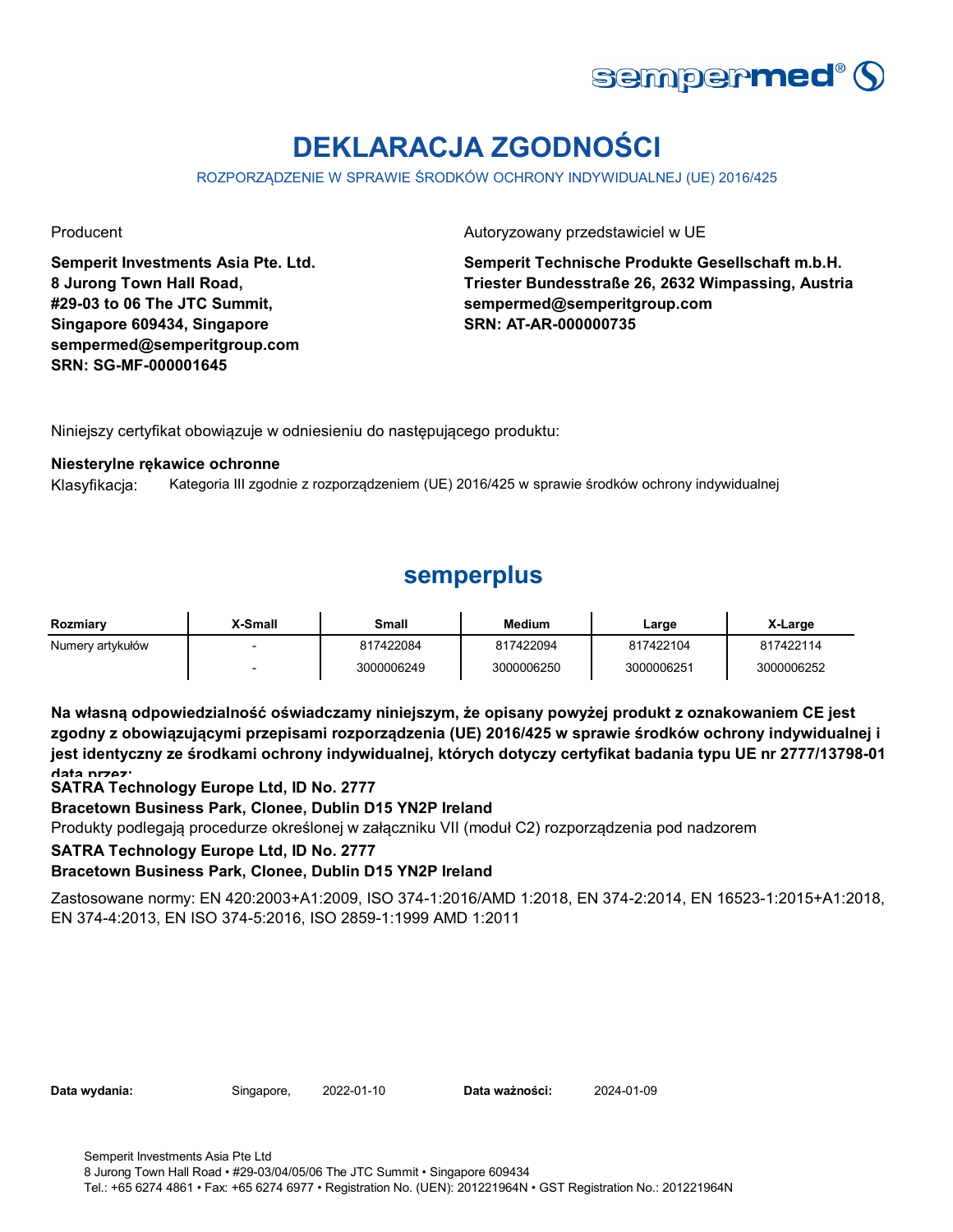# DEKLARACJA ZGODNOŚCI

ROZPORZĄDZENIE W SPRAWIE ŚRODKÓW OCHRONY INDYWIDUALNEJ (UE) 2016/425

Producent

**Semperit Investments Asia Pte. Ltd.**
**8 Jurong Town Hall Road,**
**#29-03 to 06 The JTC Summit,**
**Singapore 609434, Singapore**
**sempermed@semperitgroup.com**
**SRN: SG-MF-000001645**

Autoryzowany przedstawiciel w UE

**Semperit Technische Produkte Gesellschaft m.b.H.**
**Triester Bundesstraße 26, 2632 Wimpassing, Austria**
**sempermed@semperitgroup.com**
**SRN: AT-AR-000000735**

Niniejszy certyfikat obowiązuje w odniesieniu do następującego produktu:

**Niesterylne rękawice ochronne**

Klasyfikacja: Kategoria III zgodnie z rozporządzeniem (UE) 2016/425 w sprawie środków ochrony indywidualnej

## semperplus

| Rozmiary | X-Small | Small | Medium | Large | X-Large |
|---|---|---|---|---|---|
| Numery artykułów | - | 817422084 | 817422094 | 817422104 | 817422114 |
| | - | 3000006249 | 3000006250 | 3000006251 | 3000006252 |

**Na własną odpowiedzialność oświadczamy niniejszym, że opisany powyżej produkt z oznakowaniem CE jest zgodny z obowiązującymi przepisami rozporządzenia (UE) 2016/425 w sprawie środków ochrony indywidualnej i jest identyczny ze środkami ochrony indywidualnej, których dotyczy certyfikat badania typu UE nr 2777/13798-01 data przez:**

**SATRA Technology Europe Ltd, ID No. 2777**

**Bracetown Business Park, Clonee, Dublin D15 YN2P Ireland**

Produkty podlegają procedurze określonej w załączniku VII (moduł C2) rozporządzenia pod nadzorem

**SATRA Technology Europe Ltd, ID No. 2777**

**Bracetown Business Park, Clonee, Dublin D15 YN2P Ireland**

Zastosowane normy: EN 420:2003+A1:2009, ISO 374-1:2016/AMD 1:2018, EN 374-2:2014, EN 16523-1:2015+A1:2018, EN 374-4:2013, EN ISO 374-5:2016, ISO 2859-1:1999 AMD 1:2011

**Data wydania:** Singapore, 2022-01-10 **Data ważności:** 2024-01-09

Semperit Investments Asia Pte Ltd
8 Jurong Town Hall Road • #29-03/04/05/06 The JTC Summit • Singapore 609434
Tel.: +65 6274 4861 • Fax: +65 6274 6977 • Registration No. (UEN): 201221964N • GST Registration No.: 201221964N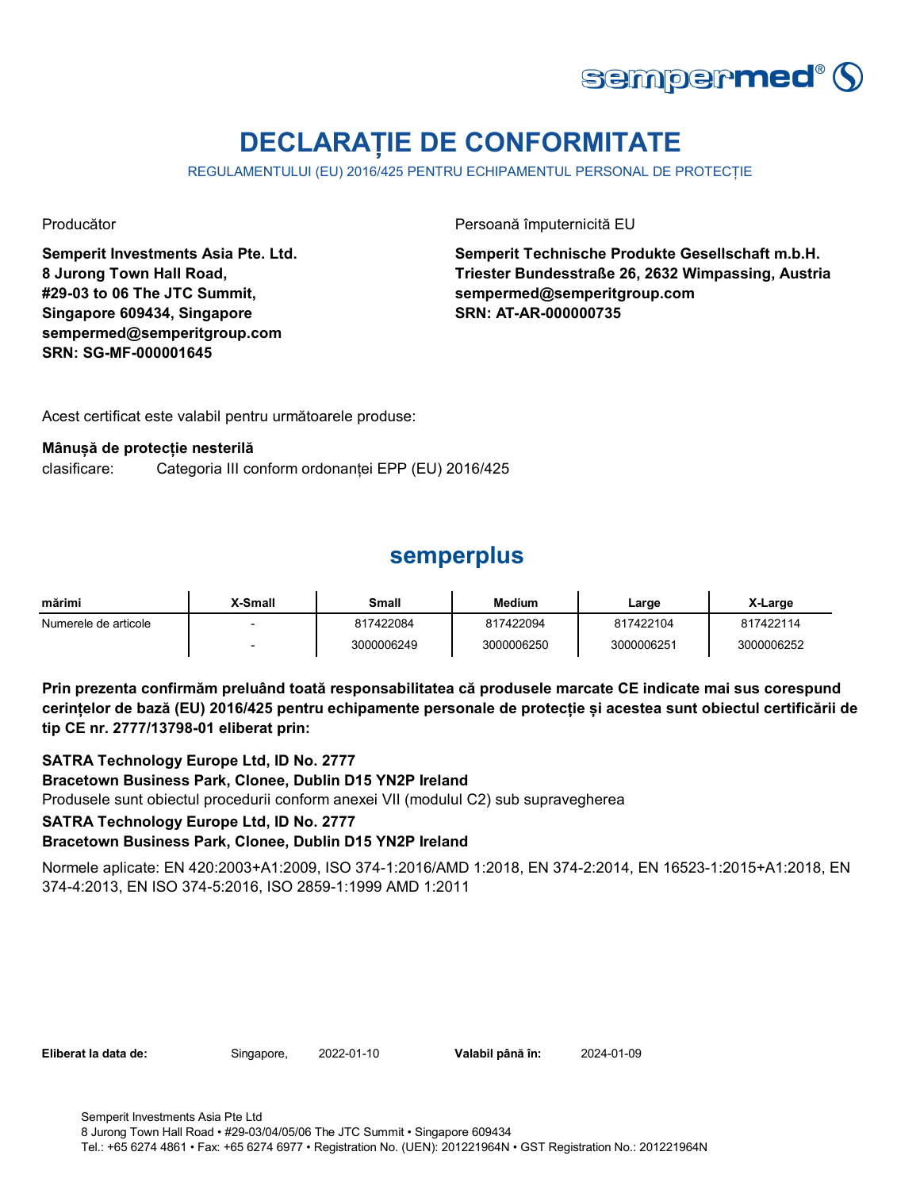sempermed®

# DECLARAȚIE DE CONFORMITATE

REGULAMENTULUI (EU) 2016/425 PENTRU ECHIPAMENTUL PERSONAL DE PROTECȚIE

Producător

**Semperit Investments Asia Pte. Ltd.**
**8 Jurong Town Hall Road,**
**#29-03 to 06 The JTC Summit,**
**Singapore 609434, Singapore**
**sempermed@semperitgroup.com**
**SRN: SG-MF-000001645**

Persoană împuternicită EU

**Semperit Technische Produkte Gesellschaft m.b.H.**
**Triester Bundesstraße 26, 2632 Wimpassing, Austria**
**sempermed@semperitgroup.com**
**SRN: AT-AR-000000735**

Acest certificat este valabil pentru următoarele produse:

**Mânușă de protecție nesterilă**

clasificare: Categoria III conform ordonanței EPP (EU) 2016/425

## semperplus

| mărimi | X-Small | Small | Medium | Large | X-Large |
|---|---|---|---|---|---|
| Numerele de articole | - | 817422084 | 817422094 | 817422104 | 817422114 |
| | - | 3000006249 | 3000006250 | 3000006251 | 3000006252 |

**Prin prezenta confirmăm preluând toată responsabilitatea că produsele marcate CE indicate mai sus corespund cerințelor de bază (EU) 2016/425 pentru echipamente personale de protecție și acestea sunt obiectul certificării de tip CE nr. 2777/13798-01 eliberat prin:**

**SATRA Technology Europe Ltd, ID No. 2777**
**Bracetown Business Park, Clonee, Dublin D15 YN2P Ireland**
Produsele sunt obiectul procedurii conform anexei VII (modulul C2) sub supravegherea
**SATRA Technology Europe Ltd, ID No. 2777**
**Bracetown Business Park, Clonee, Dublin D15 YN2P Ireland**

Normele aplicate: EN 420:2003+A1:2009, ISO 374-1:2016/AMD 1:2018, EN 374-2:2014, EN 16523-1:2015+A1:2018, EN 374-4:2013, EN ISO 374-5:2016, ISO 2859-1:1999 AMD 1:2011

**Eliberat la data de:** Singapore, 2022-01-10 **Valabil până în:** 2024-01-09

Semperit Investments Asia Pte Ltd
8 Jurong Town Hall Road • #29-03/04/05/06 The JTC Summit • Singapore 609434
Tel.: +65 6274 4861 • Fax: +65 6274 6977 • Registration No. (UEN): 201221964N • GST Registration No.: 201221964N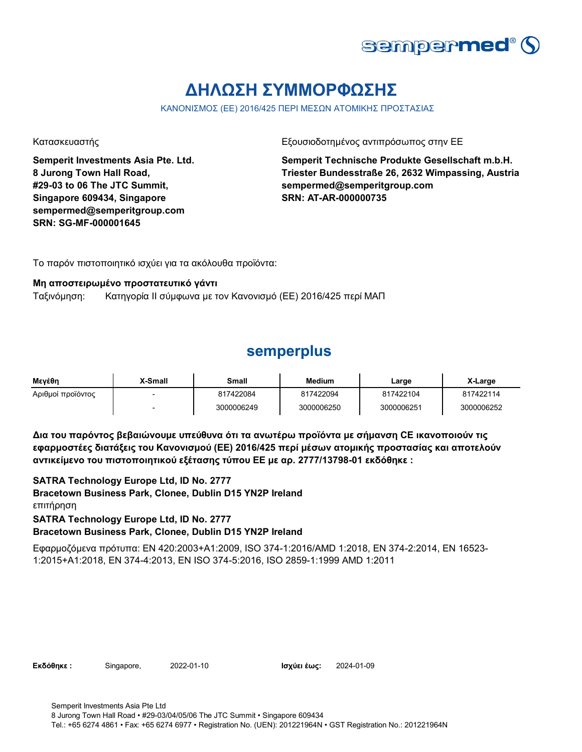# ΔΗΛΩΣΗ ΣΥΜΜΟΡΦΩΣΗΣ

ΚΑΝΟΝΙΣΜΟΣ (ΕΕ) 2016/425 ΠΕΡΙ ΜΕΣΩΝ ΑΤΟΜΙΚΗΣ ΠΡΟΣΤΑΣΙΑΣ

Κατασκευαστής

**Semperit Investments Asia Pte. Ltd.**
**8 Jurong Town Hall Road,**
**#29-03 to 06 The JTC Summit,**
**Singapore 609434, Singapore**
**sempermed@semperitgroup.com**
**SRN: SG-MF-000001645**

Εξουσιοδοτημένος αντιπρόσωπος στην ΕΕ

**Semperit Technische Produkte Gesellschaft m.b.H.**
**Triester Bundesstraße 26, 2632 Wimpassing, Austria**
**sempermed@semperitgroup.com**
**SRN: AT-AR-000000735**

Το παρόν πιστοποιητικό ισχύει για τα ακόλουθα προϊόντα:

**Μη αποστειρωμένο προστατευτικό γάντι**

Ταξινόμηση: Κατηγορία II σύμφωνα με τον Κανονισμό (ΕΕ) 2016/425 περί ΜΑΠ

## semperplus

| Μεγέθη | X-Small | Small | Medium | Large | X-Large |
|---|---|---|---|---|---|
| Αριθμοί προϊόντος | - | 817422084 | 817422094 | 817422104 | 817422114 |
| | - | 3000006249 | 3000006250 | 3000006251 | 3000006252 |

**Δια του παρόντος βεβαιώνουμε υπεύθυνα ότι τα ανωτέρω προϊόντα με σήμανση CE ικανοποιούν τις εφαρμοστέες διατάξεις του Κανονισμού (ΕΕ) 2016/425 περί μέσων ατομικής προστασίας και αποτελούν αντικείμενο του πιστοποιητικού εξέτασης τύπου ΕΕ με αρ. 2777/13798-01 εκδόθηκε :**

**SATRA Technology Europe Ltd, ID No. 2777**
**Bracetown Business Park, Clonee, Dublin D15 YN2P Ireland**
επιτήρηση
**SATRA Technology Europe Ltd, ID No. 2777**
**Bracetown Business Park, Clonee, Dublin D15 YN2P Ireland**

Εφαρμοζόμενα πρότυπα: EN 420:2003+A1:2009, ISO 374-1:2016/AMD 1:2018, EN 374-2:2014, EN 16523-1:2015+A1:2018, EN 374-4:2013, EN ISO 374-5:2016, ISO 2859-1:1999 AMD 1:2011

**Εκδόθηκε :** Singapore, 2022-01-10 **Ισχύει έως:** 2024-01-09

Semperit Investments Asia Pte Ltd
8 Jurong Town Hall Road • #29-03/04/05/06 The JTC Summit • Singapore 609434
Tel.: +65 6274 4861 • Fax: +65 6274 6977 • Registration No. (UEN): 201221964N • GST Registration No.: 201221964N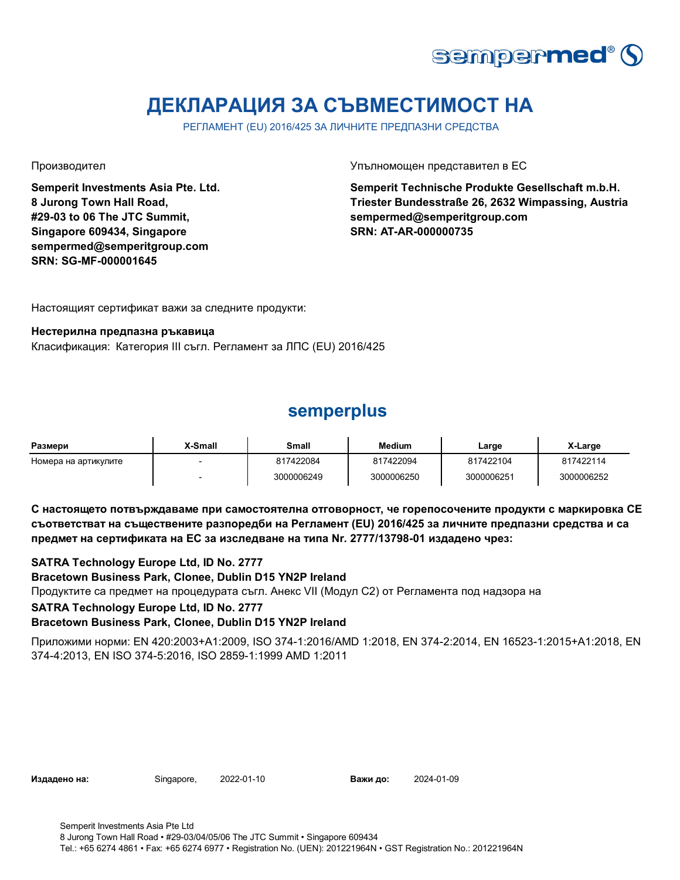# ДЕКЛАРАЦИЯ ЗА СЪВМЕСТИМОСТ НА

РЕГЛАМЕНТ (EU) 2016/425 ЗА ЛИЧНИТЕ ПРЕДПАЗНИ СРЕДСТВА

Производител

**Semperit Investments Asia Pte. Ltd.**
**8 Jurong Town Hall Road,**
**#29-03 to 06 The JTC Summit,**
**Singapore 609434, Singapore**
**sempermed@semperitgroup.com**
**SRN: SG-MF-000001645**

Упълномощен представител в ЕС

**Semperit Technische Produkte Gesellschaft m.b.H.**
**Triester Bundesstraße 26, 2632 Wimpassing, Austria**
**sempermed@semperitgroup.com**
**SRN: AT-AR-000000735**

Настоящият сертификат важи за следните продукти:

**Нестерилна предпазна ръкавица**

Класификация: Категория III съгл. Регламент за ЛПС (EU) 2016/425

## semperplus

| Размери | X-Small | Small | Medium | Large | X-Large |
|---|---|---|---|---|---|
| Номера на артикулите | - | 817422084 | 817422094 | 817422104 | 817422114 |
| | - | 3000006249 | 3000006250 | 3000006251 | 3000006252 |

**С настоящето потвърждаваме при самостоятелна отговорност, че горепосочените продукти с маркировка CE съответстват на съществените разпоредби на Регламент (EU) 2016/425 за личните предпазни средства и са предмет на сертификата на ЕС за изследване на типа Nr. 2777/13798-01 издадено чрез:**

**SATRA Technology Europe Ltd, ID No. 2777**
**Bracetown Business Park, Clonee, Dublin D15 YN2P Ireland**

Продуктите са предмет на процедурата съгл. Анекс VII (Модул C2) от Регламента под надзора на

**SATRA Technology Europe Ltd, ID No. 2777**
**Bracetown Business Park, Clonee, Dublin D15 YN2P Ireland**

Приложими норми: EN 420:2003+A1:2009, ISO 374-1:2016/AMD 1:2018, EN 374-2:2014, EN 16523-1:2015+A1:2018, EN 374-4:2013, EN ISO 374-5:2016, ISO 2859-1:1999 AMD 1:2011

**Издадено на:** Singapore, 2022-01-10 **Важи до:** 2024-01-09

Semperit Investments Asia Pte Ltd
8 Jurong Town Hall Road • #29-03/04/05/06 The JTC Summit • Singapore 609434
Tel.: +65 6274 4861 • Fax: +65 6274 6977 • Registration No. (UEN): 201221964N • GST Registration No.: 201221964N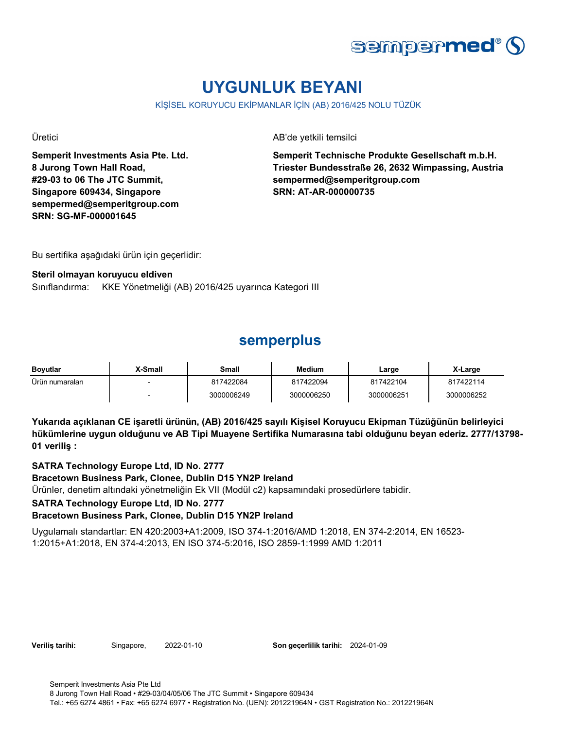# UYGUNLUK BEYANI

KİŞİSEL KORUYUCU EKİPMANLAR İÇİN (AB) 2016/425 NOLU TÜZÜK

Üretici

**Semperit Investments Asia Pte. Ltd.**
**8 Jurong Town Hall Road,**
**#29-03 to 06 The JTC Summit,**
**Singapore 609434, Singapore**
**sempermed@semperitgroup.com**
**SRN: SG-MF-000001645**

AB'de yetkili temsilci

**Semperit Technische Produkte Gesellschaft m.b.H.**
**Triester Bundesstraße 26, 2632 Wimpassing, Austria**
**sempermed@semperitgroup.com**
**SRN: AT-AR-000000735**

Bu sertifika aşağıdaki ürün için geçerlidir:

**Steril olmayan koruyucu eldiven**
Sınıflandırma: KKE Yönetmeliği (AB) 2016/425 uyarınca Kategori III

## semperplus

| Boyutlar | X-Small | Small | Medium | Large | X-Large |
|---|---|---|---|---|---|
| Ürün numaraları | - | 817422084 | 817422094 | 817422104 | 817422114 |
| | - | 3000006249 | 3000006250 | 3000006251 | 3000006252 |

**Yukarıda açıklanan CE işaretli ürünün, (AB) 2016/425 sayılı Kişisel Koruyucu Ekipman Tüzüğünün belirleyici hükümlerine uygun olduğunu ve AB Tipi Muayene Sertifika Numarasına tabi olduğunu beyan ederiz. 2777/13798-01 veriliş :**

**SATRA Technology Europe Ltd, ID No. 2777**
**Bracetown Business Park, Clonee, Dublin D15 YN2P Ireland**
Ürünler, denetim altındaki yönetmeliğin Ek VII (Modül c2) kapsamındaki prosedürlere tabidir.
**SATRA Technology Europe Ltd, ID No. 2777**
**Bracetown Business Park, Clonee, Dublin D15 YN2P Ireland**

Uygulamalı standartlar: EN 420:2003+A1:2009, ISO 374-1:2016/AMD 1:2018, EN 374-2:2014, EN 16523-1:2015+A1:2018, EN 374-4:2013, EN ISO 374-5:2016, ISO 2859-1:1999 AMD 1:2011

**Veriliş tarihi:** Singapore, 2022-01-10 **Son geçerlilik tarihi:** 2024-01-09

Semperit Investments Asia Pte Ltd
8 Jurong Town Hall Road • #29-03/04/05/06 The JTC Summit • Singapore 609434
Tel.: +65 6274 4861 • Fax: +65 6274 6977 • Registration No. (UEN): 201221964N • GST Registration No.: 201221964N